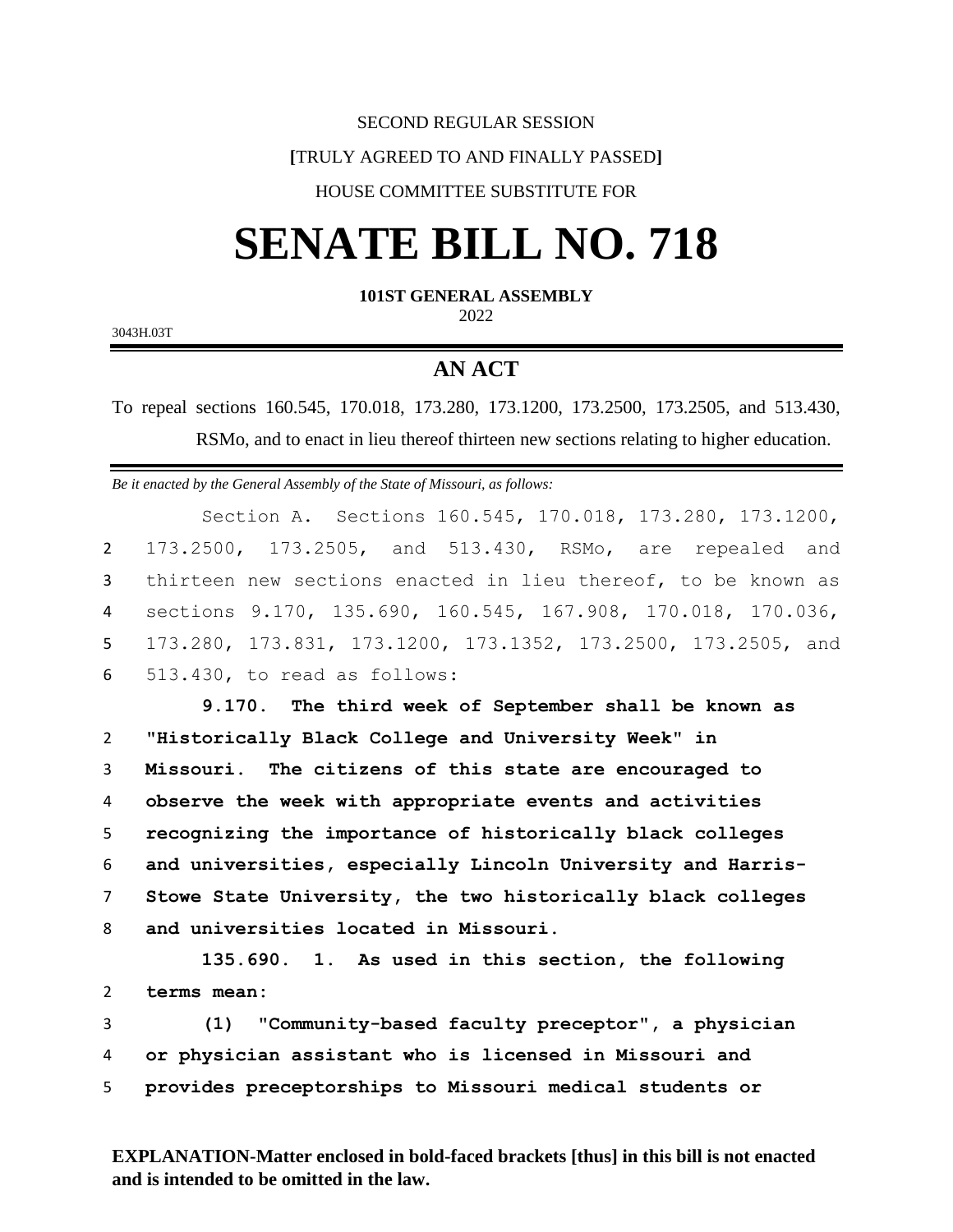SECOND REGULAR SESSION

**[**TRULY AGREED TO AND FINALLY PASSED**]**

HOUSE COMMITTEE SUBSTITUTE FOR

# SENATE BILL NO. 718

**101ST GENERAL ASSEMBLY**

2022

3043H.03T

## AN ACT

To repeal sections 160.545, 170.018, 173.280, 173.1200, 173.2500, 173.2505, and 513.430, RSMo, and to enact in lieu thereof thirteen new sections relating to higher education.

*Be it enacted by the General Assembly of the State of Missouri, as follows:*

Section A. Sections 160.545, 170.018, 173.280, 173.1200, 173.2500, 173.2505, and 513.430, RSMo, are repealed and thirteen new sections enacted in lieu thereof, to be known as sections 9.170, 135.690, 160.545, 167.908, 170.018, 170.036, 173.280, 173.831, 173.1200, 173.1352, 173.2500, 173.2505, and 513.430, to read as follows:

**9.170. The third week of September shall be known as "Historically Black College and University Week" in Missouri. The citizens of this state are encouraged to observe the week with appropriate events and activities recognizing the importance of historically black colleges and universities, especially Lincoln University and Harris-Stowe State University, the two historically black colleges and universities located in Missouri.**

**135.690. 1. As used in this section, the following terms mean:**

**(1) "Community-based faculty preceptor", a physician or physician assistant who is licensed in Missouri and provides preceptorships to Missouri medical students or**

**EXPLANATION-Matter enclosed in bold-faced brackets [thus] in this bill is not enacted and is intended to be omitted in the law.**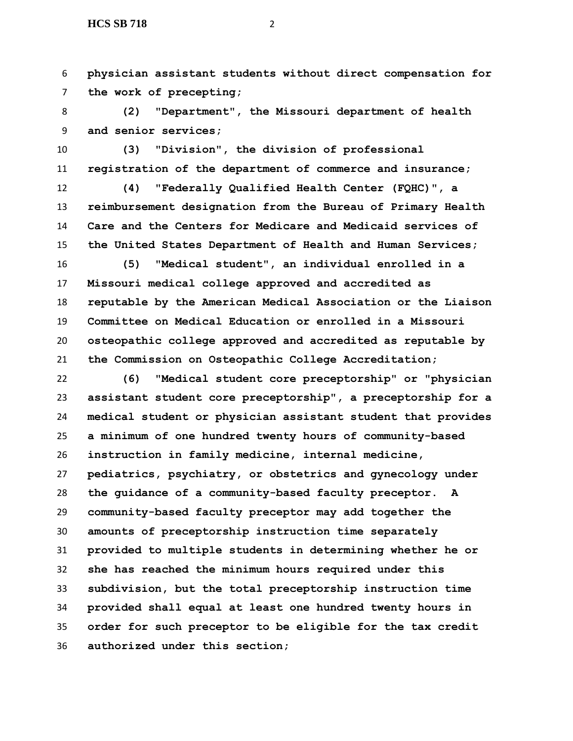**physician assistant students without direct compensation for the work of precepting;**

**(2) "Department", the Missouri department of health and senior services;**

**(3) "Division", the division of professional registration of the department of commerce and insurance;**

**(4) "Federally Qualified Health Center (FQHC)", a reimbursement designation from the Bureau of Primary Health Care and the Centers for Medicare and Medicaid services of the United States Department of Health and Human Services;**

**(5) "Medical student", an individual enrolled in a Missouri medical college approved and accredited as reputable by the American Medical Association or the Liaison Committee on Medical Education or enrolled in a Missouri osteopathic college approved and accredited as reputable by the Commission on Osteopathic College Accreditation;**

**(6) "Medical student core preceptorship" or "physician assistant student core preceptorship", a preceptorship for a medical student or physician assistant student that provides a minimum of one hundred twenty hours of community-based instruction in family medicine, internal medicine, pediatrics, psychiatry, or obstetrics and gynecology under the guidance of a community-based faculty preceptor. A community-based faculty preceptor may add together the amounts of preceptorship instruction time separately provided to multiple students in determining whether he or she has reached the minimum hours required under this subdivision, but the total preceptorship instruction time provided shall equal at least one hundred twenty hours in order for such preceptor to be eligible for the tax credit authorized under this section;**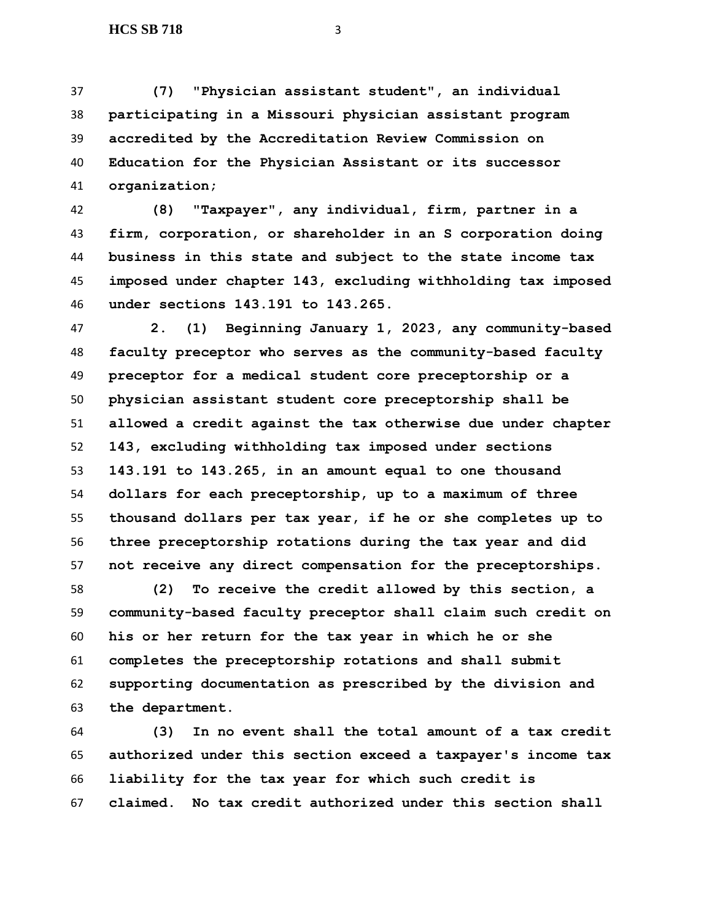**(7) "Physician assistant student", an individual participating in a Missouri physician assistant program accredited by the Accreditation Review Commission on Education for the Physician Assistant or its successor organization;**

**(8) "Taxpayer", any individual, firm, partner in a firm, corporation, or shareholder in an S corporation doing business in this state and subject to the state income tax imposed under chapter 143, excluding withholding tax imposed under sections 143.191 to 143.265.**

**2. (1) Beginning January 1, 2023, any community-based faculty preceptor who serves as the community-based faculty preceptor for a medical student core preceptorship or a physician assistant student core preceptorship shall be allowed a credit against the tax otherwise due under chapter 143, excluding withholding tax imposed under sections 143.191 to 143.265, in an amount equal to one thousand dollars for each preceptorship, up to a maximum of three thousand dollars per tax year, if he or she completes up to three preceptorship rotations during the tax year and did not receive any direct compensation for the preceptorships.**

**(2) To receive the credit allowed by this section, a community-based faculty preceptor shall claim such credit on his or her return for the tax year in which he or she completes the preceptorship rotations and shall submit supporting documentation as prescribed by the division and the department.**

**(3) In no event shall the total amount of a tax credit authorized under this section exceed a taxpayer's income tax liability for the tax year for which such credit is claimed. No tax credit authorized under this section shall**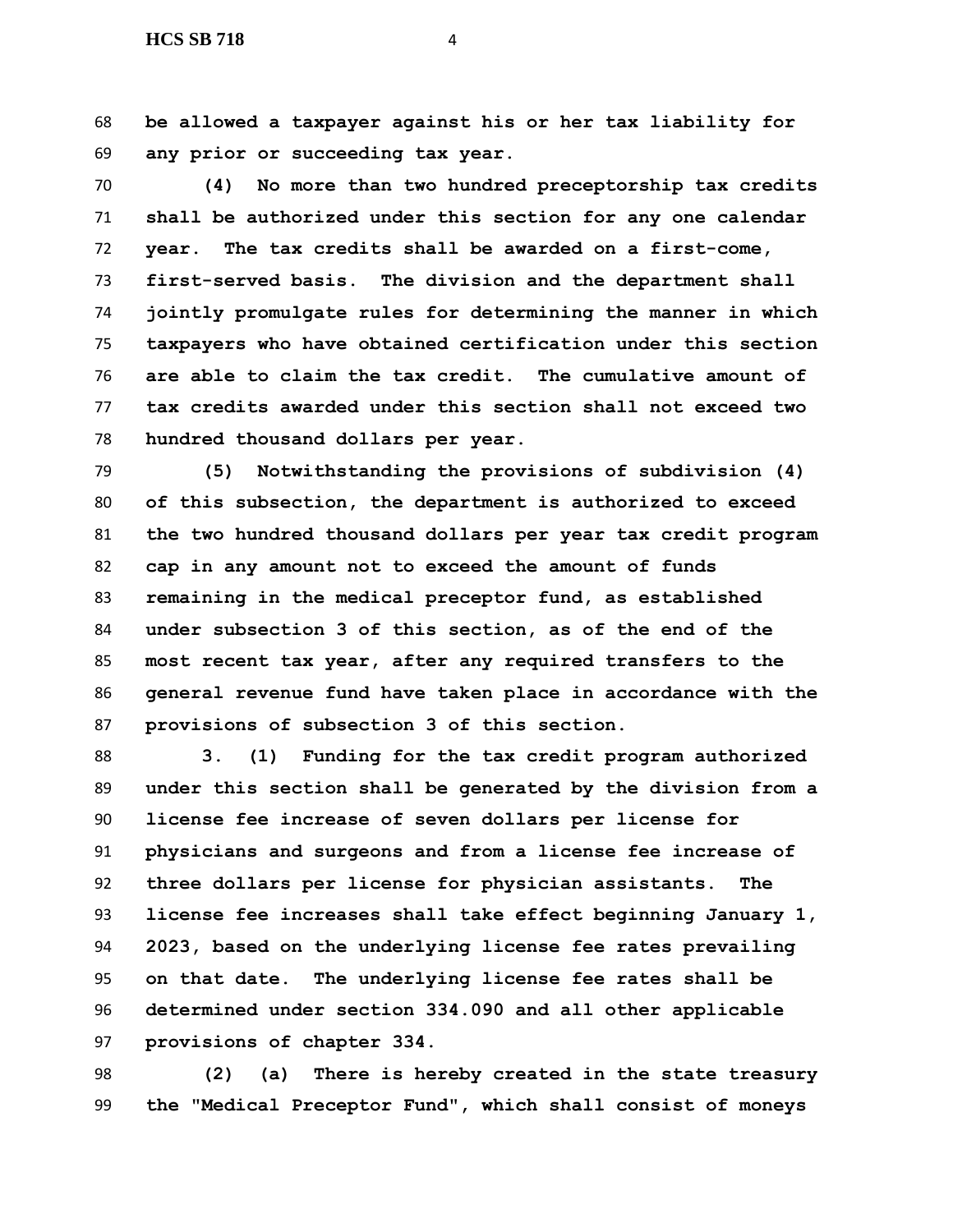**be allowed a taxpayer against his or her tax liability for any prior or succeeding tax year.**

**(4) No more than two hundred preceptorship tax credits shall be authorized under this section for any one calendar year. The tax credits shall be awarded on a first-come, first-served basis. The division and the department shall jointly promulgate rules for determining the manner in which taxpayers who have obtained certification under this section are able to claim the tax credit. The cumulative amount of tax credits awarded under this section shall not exceed two hundred thousand dollars per year.**

**(5) Notwithstanding the provisions of subdivision (4) of this subsection, the department is authorized to exceed the two hundred thousand dollars per year tax credit program cap in any amount not to exceed the amount of funds remaining in the medical preceptor fund, as established under subsection 3 of this section, as of the end of the most recent tax year, after any required transfers to the general revenue fund have taken place in accordance with the provisions of subsection 3 of this section.**

**3. (1) Funding for the tax credit program authorized under this section shall be generated by the division from a license fee increase of seven dollars per license for physicians and surgeons and from a license fee increase of three dollars per license for physician assistants. The license fee increases shall take effect beginning January 1, 2023, based on the underlying license fee rates prevailing on that date. The underlying license fee rates shall be determined under section 334.090 and all other applicable provisions of chapter 334.**

**(2) (a) There is hereby created in the state treasury the "Medical Preceptor Fund", which shall consist of moneys**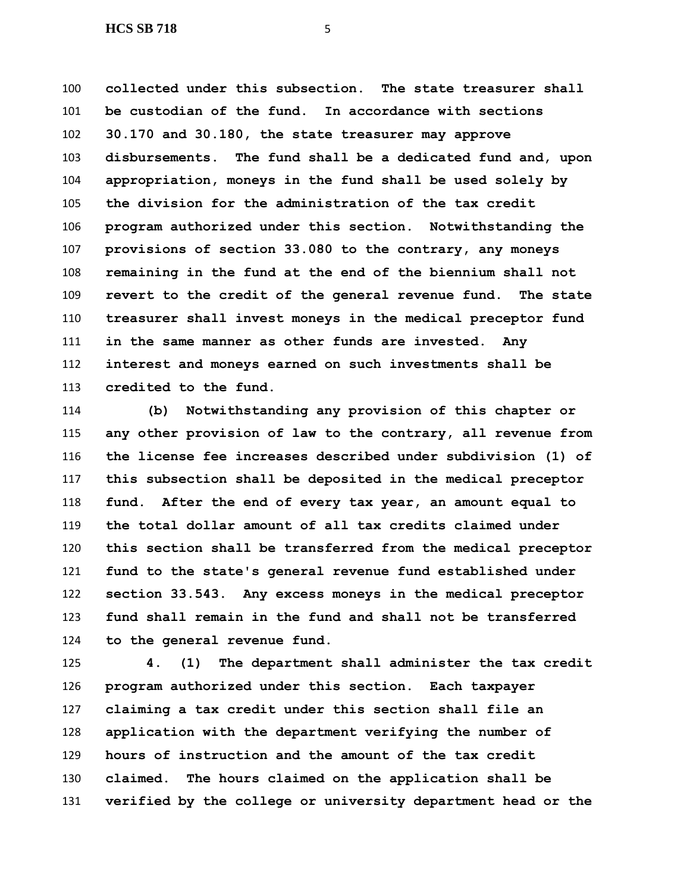**collected under this subsection. The state treasurer shall be custodian of the fund. In accordance with sections 30.170 and 30.180, the state treasurer may approve disbursements. The fund shall be a dedicated fund and, upon appropriation, moneys in the fund shall be used solely by the division for the administration of the tax credit program authorized under this section. Notwithstanding the provisions of section 33.080 to the contrary, any moneys remaining in the fund at the end of the biennium shall not revert to the credit of the general revenue fund. The state treasurer shall invest moneys in the medical preceptor fund in the same manner as other funds are invested. Any interest and moneys earned on such investments shall be credited to the fund.**

**(b) Notwithstanding any provision of this chapter or any other provision of law to the contrary, all revenue from the license fee increases described under subdivision (1) of this subsection shall be deposited in the medical preceptor fund. After the end of every tax year, an amount equal to the total dollar amount of all tax credits claimed under this section shall be transferred from the medical preceptor fund to the state's general revenue fund established under section 33.543. Any excess moneys in the medical preceptor fund shall remain in the fund and shall not be transferred to the general revenue fund.**

**4. (1) The department shall administer the tax credit program authorized under this section. Each taxpayer claiming a tax credit under this section shall file an application with the department verifying the number of hours of instruction and the amount of the tax credit claimed. The hours claimed on the application shall be verified by the college or university department head or the**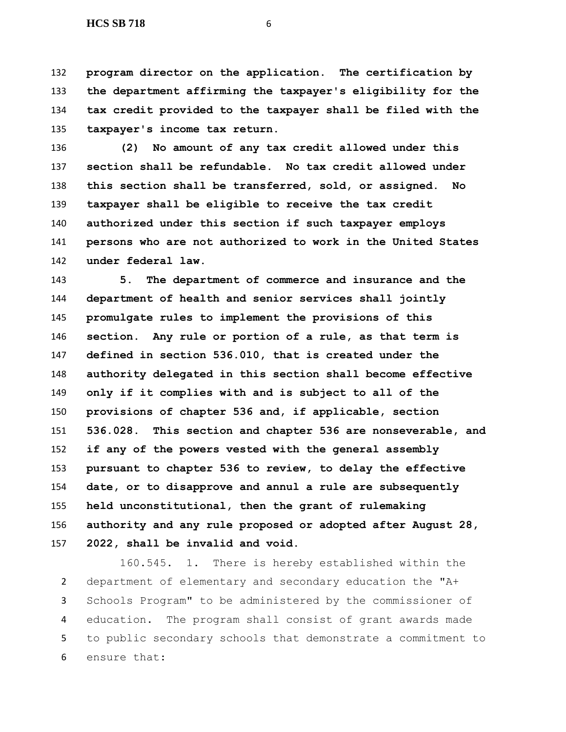**program director on the application. The certification by the department affirming the taxpayer's eligibility for the tax credit provided to the taxpayer shall be filed with the taxpayer's income tax return.**

**(2) No amount of any tax credit allowed under this section shall be refundable. No tax credit allowed under this section shall be transferred, sold, or assigned. No taxpayer shall be eligible to receive the tax credit authorized under this section if such taxpayer employs persons who are not authorized to work in the United States under federal law.**

**5. The department of commerce and insurance and the department of health and senior services shall jointly promulgate rules to implement the provisions of this section. Any rule or portion of a rule, as that term is defined in section 536.010, that is created under the authority delegated in this section shall become effective only if it complies with and is subject to all of the provisions of chapter 536 and, if applicable, section 536.028. This section and chapter 536 are nonseverable, and if any of the powers vested with the general assembly pursuant to chapter 536 to review, to delay the effective date, or to disapprove and annul a rule are subsequently held unconstitutional, then the grant of rulemaking authority and any rule proposed or adopted after August 28, 2022, shall be invalid and void.**

160.545. 1. There is hereby established within the department of elementary and secondary education the "A+ Schools Program" to be administered by the commissioner of education. The program shall consist of grant awards made to public secondary schools that demonstrate a commitment to ensure that: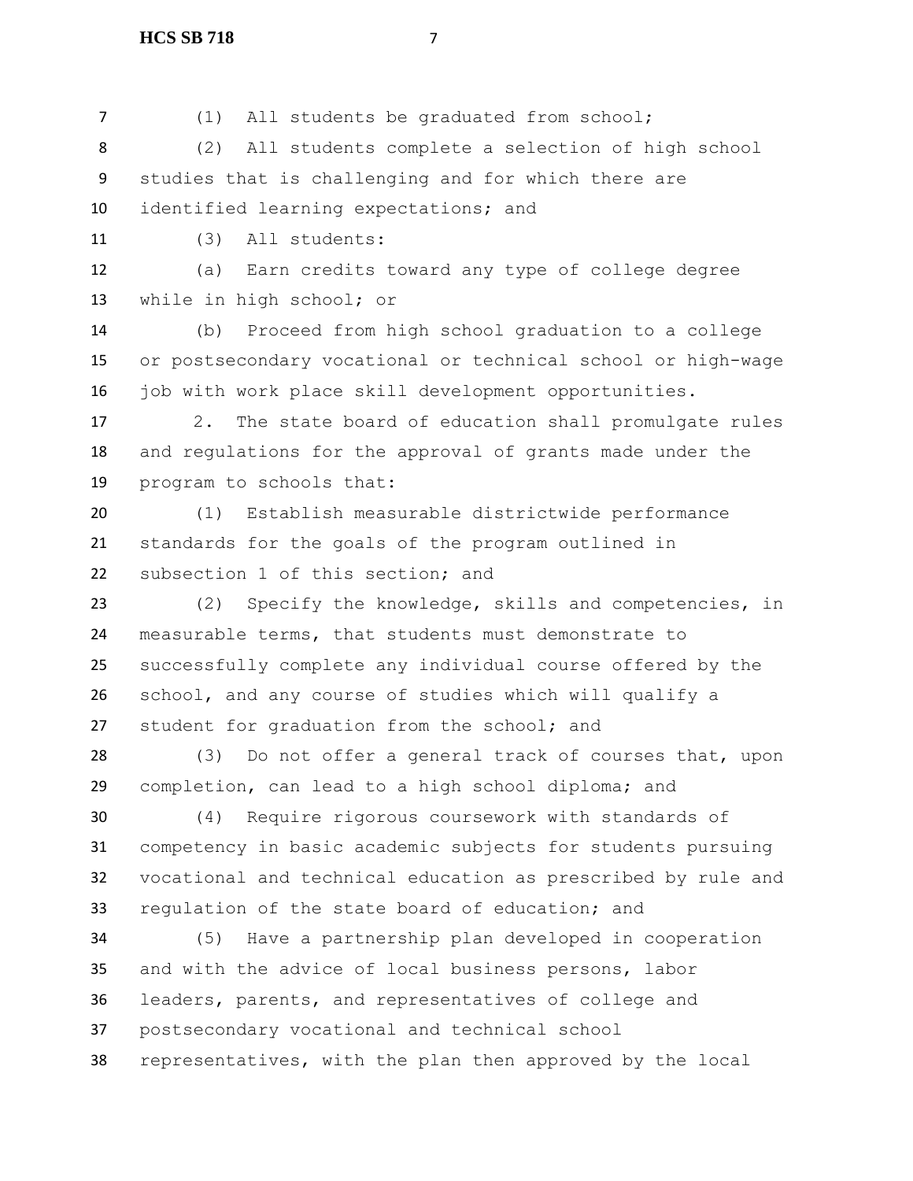(1) All students be graduated from school;

(2) All students complete a selection of high school studies that is challenging and for which there are identified learning expectations; and

(3) All students:

(a) Earn credits toward any type of college degree while in high school; or

(b) Proceed from high school graduation to a college or postsecondary vocational or technical school or high-wage job with work place skill development opportunities.

2. The state board of education shall promulgate rules and regulations for the approval of grants made under the program to schools that:

(1) Establish measurable districtwide performance standards for the goals of the program outlined in subsection 1 of this section; and

(2) Specify the knowledge, skills and competencies, in measurable terms, that students must demonstrate to successfully complete any individual course offered by the school, and any course of studies which will qualify a student for graduation from the school; and

(3) Do not offer a general track of courses that, upon completion, can lead to a high school diploma; and

(4) Require rigorous coursework with standards of competency in basic academic subjects for students pursuing vocational and technical education as prescribed by rule and regulation of the state board of education; and

(5) Have a partnership plan developed in cooperation and with the advice of local business persons, labor leaders, parents, and representatives of college and postsecondary vocational and technical school representatives, with the plan then approved by the local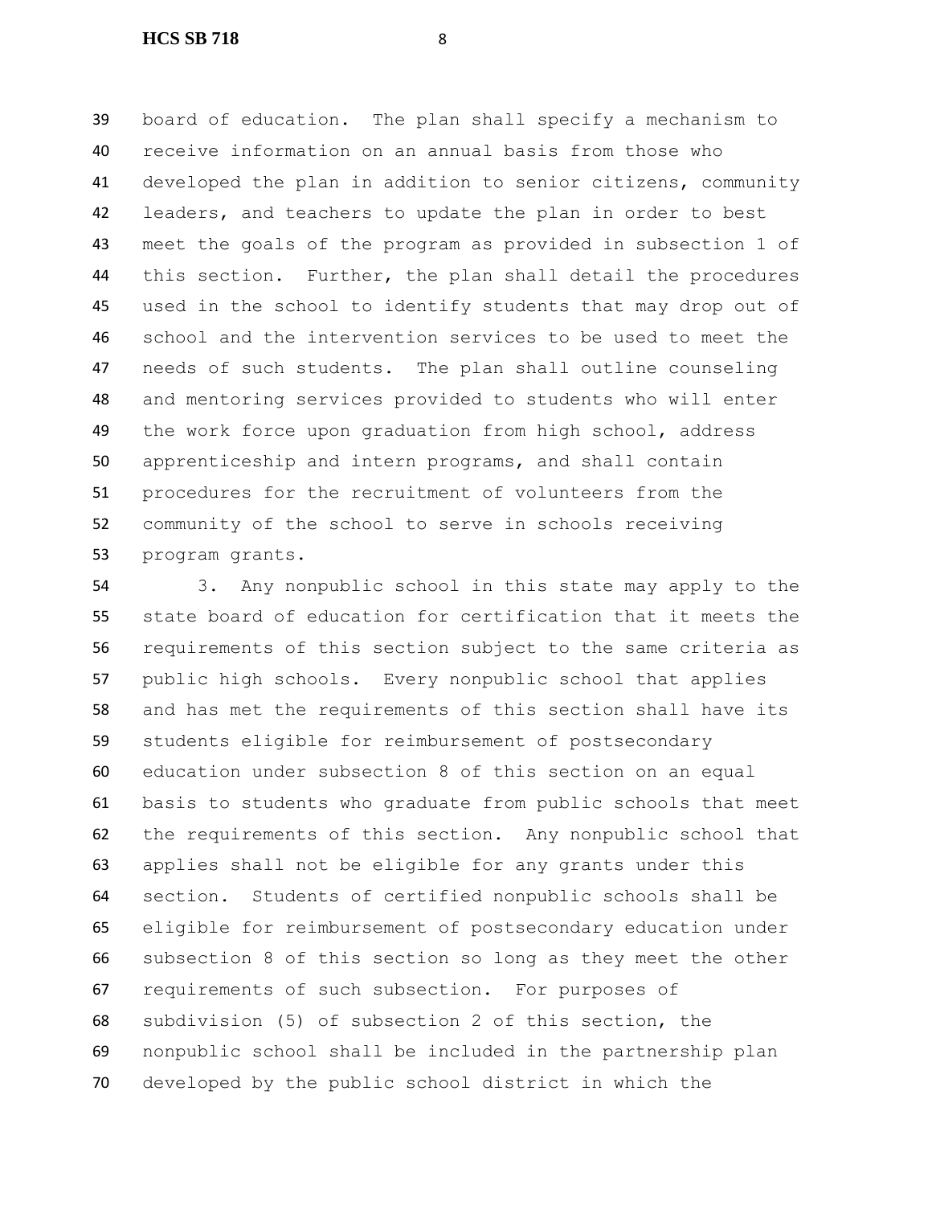board of education. The plan shall specify a mechanism to receive information on an annual basis from those who developed the plan in addition to senior citizens, community leaders, and teachers to update the plan in order to best meet the goals of the program as provided in subsection 1 of this section. Further, the plan shall detail the procedures used in the school to identify students that may drop out of school and the intervention services to be used to meet the needs of such students. The plan shall outline counseling and mentoring services provided to students who will enter the work force upon graduation from high school, address apprenticeship and intern programs, and shall contain procedures for the recruitment of volunteers from the community of the school to serve in schools receiving program grants.

3. Any nonpublic school in this state may apply to the state board of education for certification that it meets the requirements of this section subject to the same criteria as public high schools. Every nonpublic school that applies and has met the requirements of this section shall have its students eligible for reimbursement of postsecondary education under subsection 8 of this section on an equal basis to students who graduate from public schools that meet the requirements of this section. Any nonpublic school that applies shall not be eligible for any grants under this section. Students of certified nonpublic schools shall be eligible for reimbursement of postsecondary education under subsection 8 of this section so long as they meet the other requirements of such subsection. For purposes of subdivision (5) of subsection 2 of this section, the nonpublic school shall be included in the partnership plan developed by the public school district in which the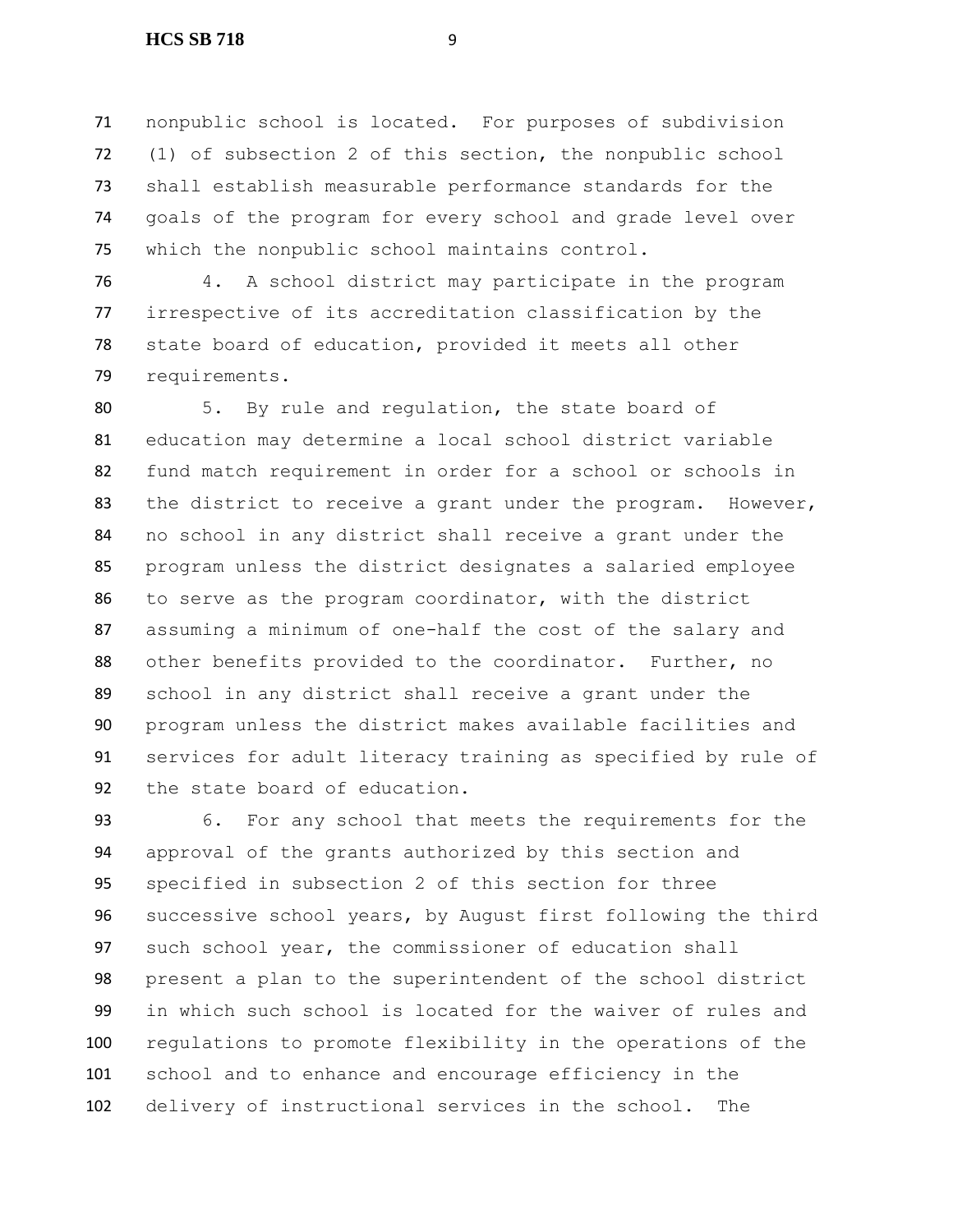nonpublic school is located. For purposes of subdivision (1) of subsection 2 of this section, the nonpublic school shall establish measurable performance standards for the goals of the program for every school and grade level over which the nonpublic school maintains control.

4. A school district may participate in the program irrespective of its accreditation classification by the state board of education, provided it meets all other requirements.

5. By rule and regulation, the state board of education may determine a local school district variable fund match requirement in order for a school or schools in the district to receive a grant under the program. However, no school in any district shall receive a grant under the program unless the district designates a salaried employee to serve as the program coordinator, with the district assuming a minimum of one-half the cost of the salary and other benefits provided to the coordinator. Further, no school in any district shall receive a grant under the program unless the district makes available facilities and services for adult literacy training as specified by rule of the state board of education.

6. For any school that meets the requirements for the approval of the grants authorized by this section and specified in subsection 2 of this section for three successive school years, by August first following the third such school year, the commissioner of education shall present a plan to the superintendent of the school district in which such school is located for the waiver of rules and regulations to promote flexibility in the operations of the school and to enhance and encourage efficiency in the delivery of instructional services in the school. The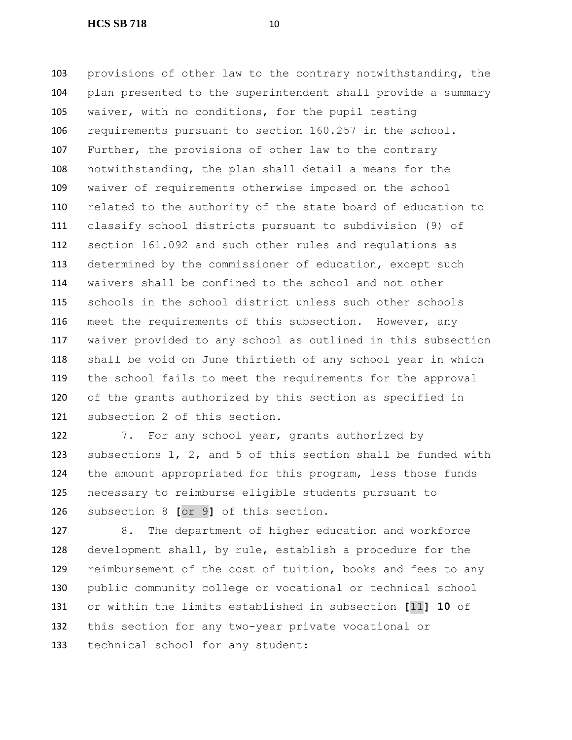provisions of other law to the contrary notwithstanding, the plan presented to the superintendent shall provide a summary waiver, with no conditions, for the pupil testing requirements pursuant to section 160.257 in the school. Further, the provisions of other law to the contrary notwithstanding, the plan shall detail a means for the waiver of requirements otherwise imposed on the school related to the authority of the state board of education to classify school districts pursuant to subdivision (9) of section 161.092 and such other rules and regulations as determined by the commissioner of education, except such waivers shall be confined to the school and not other schools in the school district unless such other schools meet the requirements of this subsection. However, any waiver provided to any school as outlined in this subsection shall be void on June thirtieth of any school year in which the school fails to meet the requirements for the approval of the grants authorized by this section as specified in subsection 2 of this section.

7. For any school year, grants authorized by subsections 1, 2, and 5 of this section shall be funded with the amount appropriated for this program, less those funds necessary to reimburse eligible students pursuant to subsection 8 **[**or 9**]** of this section.

8. The department of higher education and workforce development shall, by rule, establish a procedure for the reimbursement of the cost of tuition, books and fees to any public community college or vocational or technical school or within the limits established in subsection **[**11**] 10** of this section for any two-year private vocational or technical school for any student: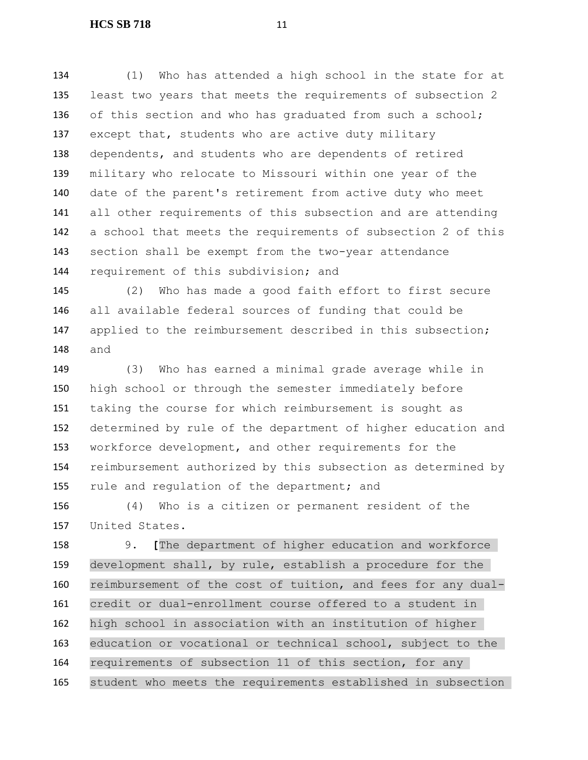(1) Who has attended a high school in the state for at least two years that meets the requirements of subsection 2 of this section and who has graduated from such a school; except that, students who are active duty military dependents, and students who are dependents of retired military who relocate to Missouri within one year of the date of the parent's retirement from active duty who meet all other requirements of this subsection and are attending a school that meets the requirements of subsection 2 of this section shall be exempt from the two-year attendance requirement of this subdivision; and

(2) Who has made a good faith effort to first secure all available federal sources of funding that could be applied to the reimbursement described in this subsection; and

(3) Who has earned a minimal grade average while in high school or through the semester immediately before taking the course for which reimbursement is sought as determined by rule of the department of higher education and workforce development, and other requirements for the reimbursement authorized by this subsection as determined by rule and regulation of the department; and

(4) Who is a citizen or permanent resident of the United States.

9. **[**The department of higher education and workforce development shall, by rule, establish a procedure for the reimbursement of the cost of tuition, and fees for any dual-credit or dual-enrollment course offered to a student in high school in association with an institution of higher education or vocational or technical school, subject to the requirements of subsection 11 of this section, for any student who meets the requirements established in subsection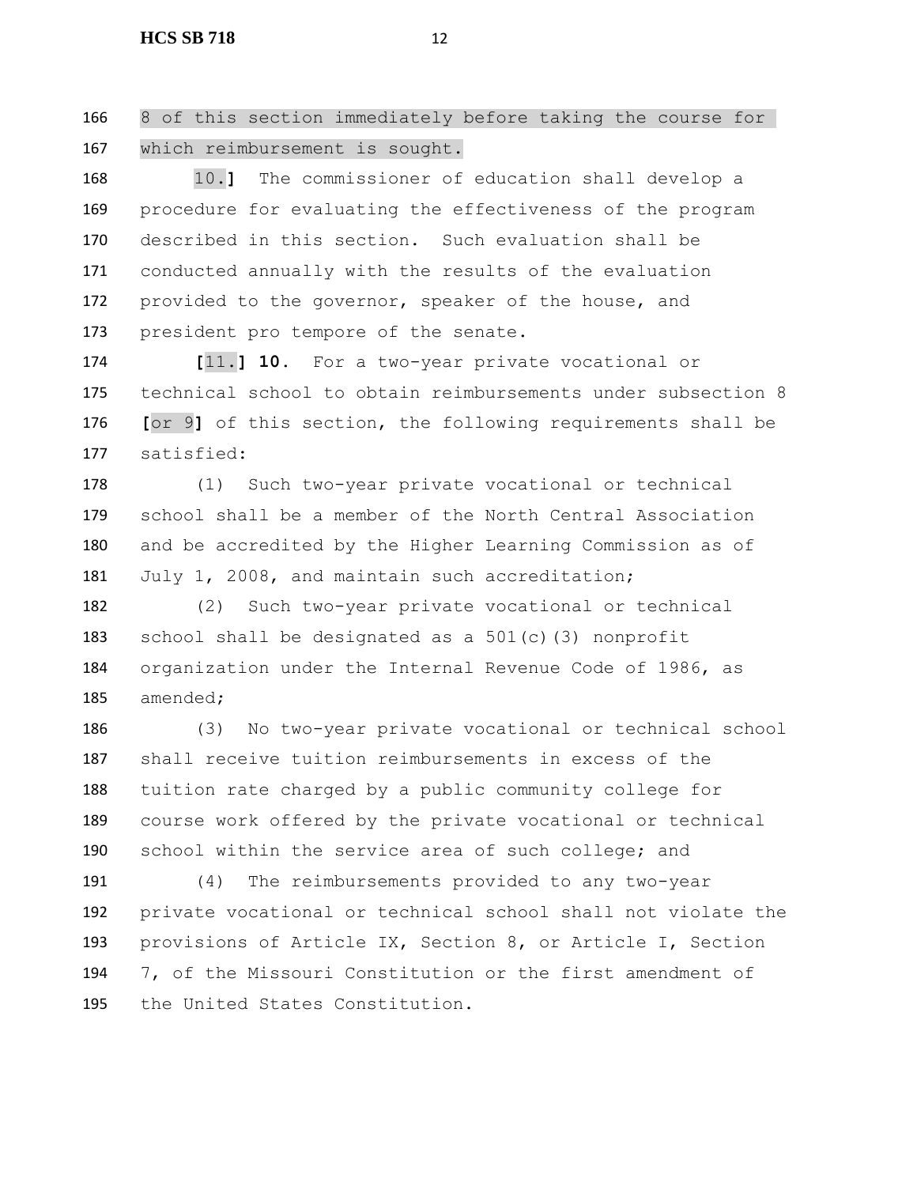166 8 of this section immediately before taking the course for
167 which reimbursement is sought.

168 10.] The commissioner of education shall develop a
169 procedure for evaluating the effectiveness of the program
170 described in this section. Such evaluation shall be
171 conducted annually with the results of the evaluation
172 provided to the governor, speaker of the house, and
173 president pro tempore of the senate.

174 [11.] **10.** For a two-year private vocational or
175 technical school to obtain reimbursements under subsection 8
176 [or 9] of this section, the following requirements shall be
177 satisfied:

178 (1) Such two-year private vocational or technical
179 school shall be a member of the North Central Association
180 and be accredited by the Higher Learning Commission as of
181 July 1, 2008, and maintain such accreditation;

182 (2) Such two-year private vocational or technical
183 school shall be designated as a 501(c)(3) nonprofit
184 organization under the Internal Revenue Code of 1986, as
185 amended;

186 (3) No two-year private vocational or technical school
187 shall receive tuition reimbursements in excess of the
188 tuition rate charged by a public community college for
189 course work offered by the private vocational or technical
190 school within the service area of such college; and

191 (4) The reimbursements provided to any two-year
192 private vocational or technical school shall not violate the
193 provisions of Article IX, Section 8, or Article I, Section
194 7, of the Missouri Constitution or the first amendment of
195 the United States Constitution.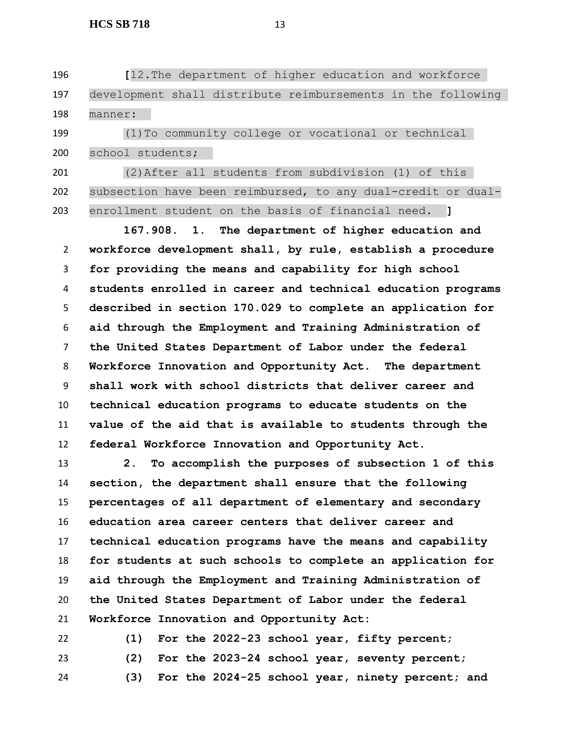[12. The department of higher education and workforce development shall distribute reimbursements in the following manner:

(1) To community college or vocational or technical school students;

(2) After all students from subdivision (1) of this subsection have been reimbursed, to any dual-credit or dual-enrollment student on the basis of financial need.]

**167.908. 1. The department of higher education and workforce development shall, by rule, establish a procedure for providing the means and capability for high school students enrolled in career and technical education programs described in section 170.029 to complete an application for aid through the Employment and Training Administration of the United States Department of Labor under the federal Workforce Innovation and Opportunity Act. The department shall work with school districts that deliver career and technical education programs to educate students on the value of the aid that is available to students through the federal Workforce Innovation and Opportunity Act.**

**2. To accomplish the purposes of subsection 1 of this section, the department shall ensure that the following percentages of all department of elementary and secondary education area career centers that deliver career and technical education programs have the means and capability for students at such schools to complete an application for aid through the Employment and Training Administration of the United States Department of Labor under the federal Workforce Innovation and Opportunity Act:**

**(1) For the 2022-23 school year, fifty percent;**

**(2) For the 2023-24 school year, seventy percent;**

**(3) For the 2024-25 school year, ninety percent; and**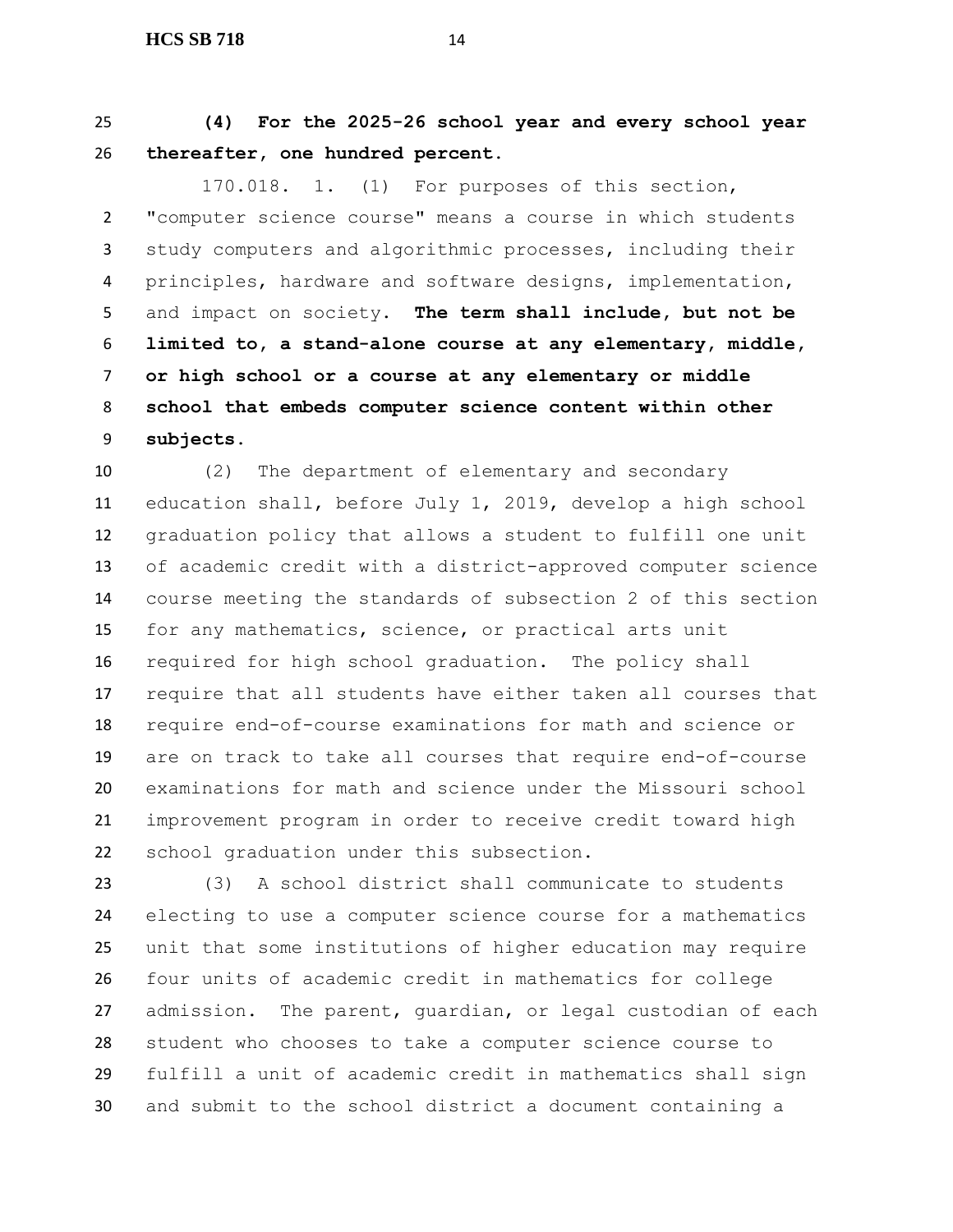**(4) For the 2025-26 school year and every school year thereafter, one hundred percent.**

170.018. 1. (1) For purposes of this section, "computer science course" means a course in which students study computers and algorithmic processes, including their principles, hardware and software designs, implementation, and impact on society. **The term shall include, but not be limited to, a stand-alone course at any elementary, middle, or high school or a course at any elementary or middle school that embeds computer science content within other subjects.**

(2) The department of elementary and secondary education shall, before July 1, 2019, develop a high school graduation policy that allows a student to fulfill one unit of academic credit with a district-approved computer science course meeting the standards of subsection 2 of this section for any mathematics, science, or practical arts unit required for high school graduation. The policy shall require that all students have either taken all courses that require end-of-course examinations for math and science or are on track to take all courses that require end-of-course examinations for math and science under the Missouri school improvement program in order to receive credit toward high school graduation under this subsection.

(3) A school district shall communicate to students electing to use a computer science course for a mathematics unit that some institutions of higher education may require four units of academic credit in mathematics for college admission. The parent, guardian, or legal custodian of each student who chooses to take a computer science course to fulfill a unit of academic credit in mathematics shall sign and submit to the school district a document containing a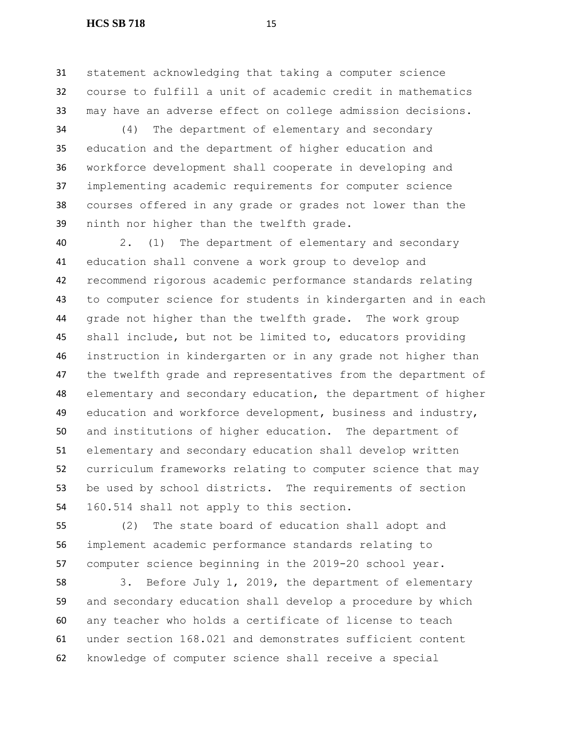statement acknowledging that taking a computer science course to fulfill a unit of academic credit in mathematics may have an adverse effect on college admission decisions.

(4) The department of elementary and secondary education and the department of higher education and workforce development shall cooperate in developing and implementing academic requirements for computer science courses offered in any grade or grades not lower than the ninth nor higher than the twelfth grade.

2. (1) The department of elementary and secondary education shall convene a work group to develop and recommend rigorous academic performance standards relating to computer science for students in kindergarten and in each grade not higher than the twelfth grade. The work group shall include, but not be limited to, educators providing instruction in kindergarten or in any grade not higher than the twelfth grade and representatives from the department of elementary and secondary education, the department of higher education and workforce development, business and industry, and institutions of higher education. The department of elementary and secondary education shall develop written curriculum frameworks relating to computer science that may be used by school districts. The requirements of section 160.514 shall not apply to this section.

(2) The state board of education shall adopt and implement academic performance standards relating to computer science beginning in the 2019-20 school year.

3. Before July 1, 2019, the department of elementary and secondary education shall develop a procedure by which any teacher who holds a certificate of license to teach under section 168.021 and demonstrates sufficient content knowledge of computer science shall receive a special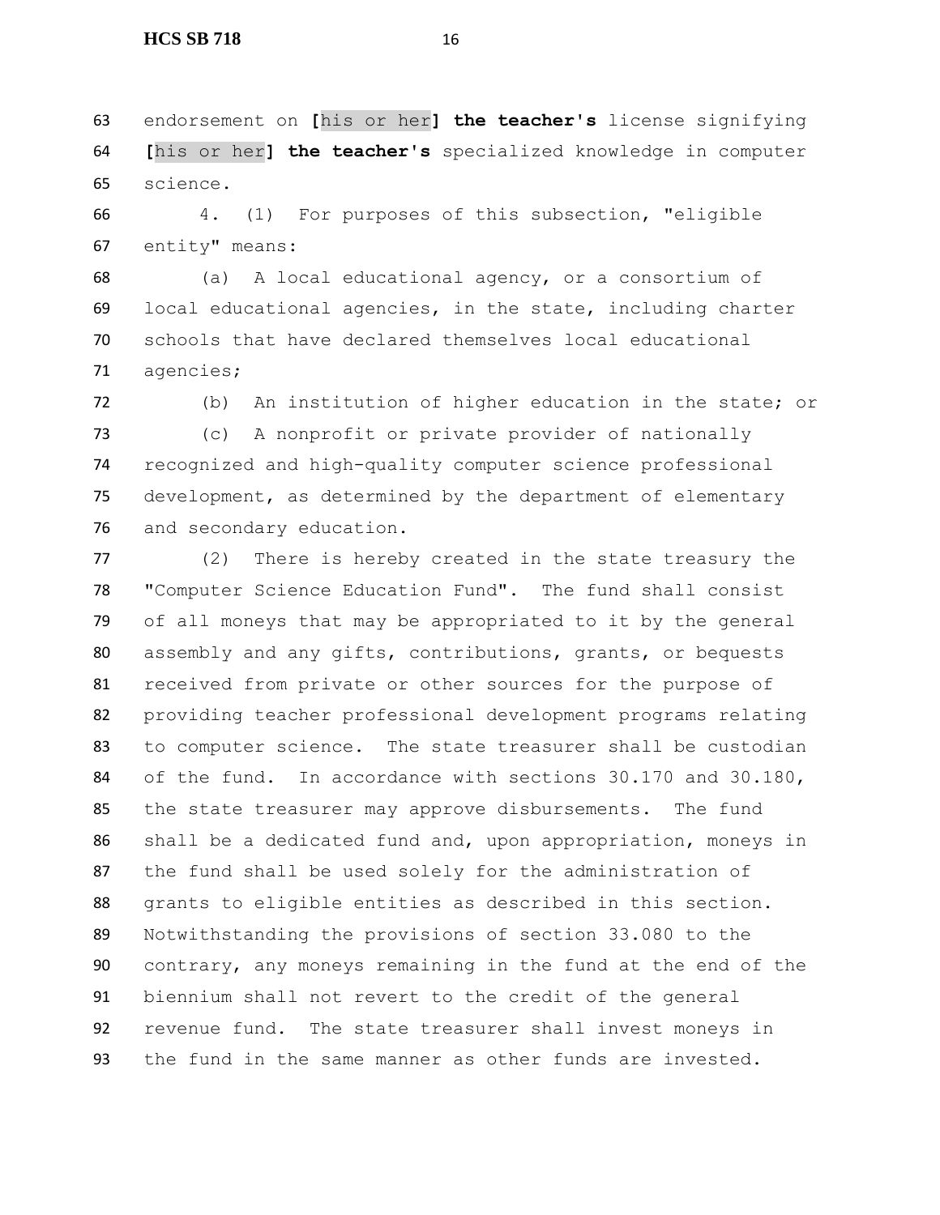endorsement on [his or her] **the teacher's** license signifying [his or her] **the teacher's** specialized knowledge in computer science.

4. (1) For purposes of this subsection, "eligible entity" means:

(a) A local educational agency, or a consortium of local educational agencies, in the state, including charter schools that have declared themselves local educational agencies;

(b) An institution of higher education in the state; or

(c) A nonprofit or private provider of nationally recognized and high-quality computer science professional development, as determined by the department of elementary and secondary education.

(2) There is hereby created in the state treasury the "Computer Science Education Fund". The fund shall consist of all moneys that may be appropriated to it by the general assembly and any gifts, contributions, grants, or bequests received from private or other sources for the purpose of providing teacher professional development programs relating to computer science. The state treasurer shall be custodian of the fund. In accordance with sections 30.170 and 30.180, the state treasurer may approve disbursements. The fund shall be a dedicated fund and, upon appropriation, moneys in the fund shall be used solely for the administration of grants to eligible entities as described in this section. Notwithstanding the provisions of section 33.080 to the contrary, any moneys remaining in the fund at the end of the biennium shall not revert to the credit of the general revenue fund. The state treasurer shall invest moneys in the fund in the same manner as other funds are invested.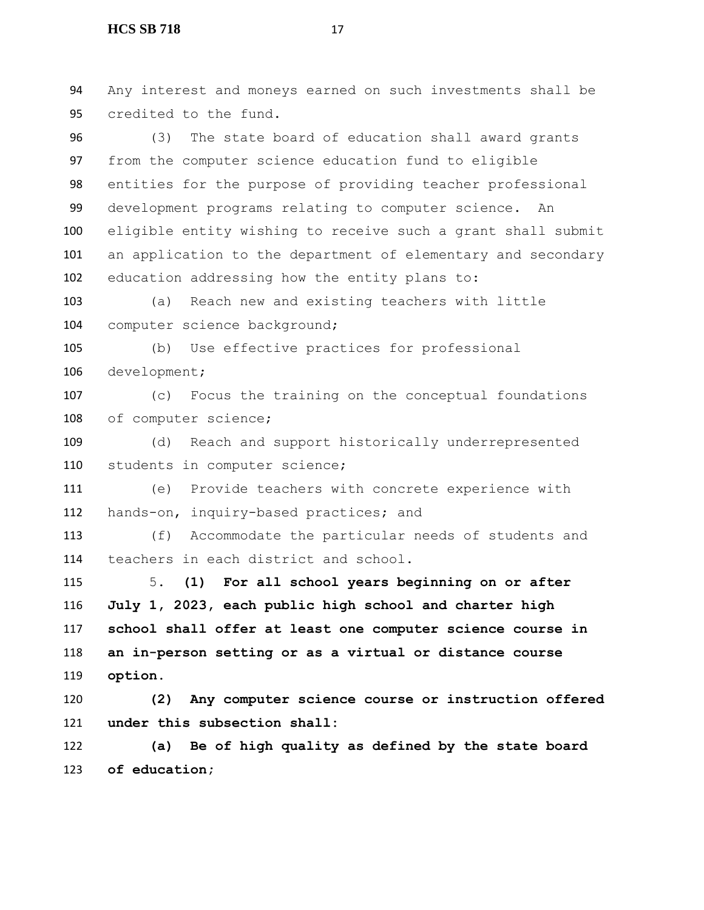Any interest and moneys earned on such investments shall be credited to the fund.

(3) The state board of education shall award grants from the computer science education fund to eligible entities for the purpose of providing teacher professional development programs relating to computer science. An eligible entity wishing to receive such a grant shall submit an application to the department of elementary and secondary education addressing how the entity plans to:

(a) Reach new and existing teachers with little computer science background;

(b) Use effective practices for professional development;

(c) Focus the training on the conceptual foundations of computer science;

(d) Reach and support historically underrepresented students in computer science;

(e) Provide teachers with concrete experience with hands-on, inquiry-based practices; and

(f) Accommodate the particular needs of students and teachers in each district and school.

5. **(1) For all school years beginning on or after July 1, 2023, each public high school and charter high school shall offer at least one computer science course in an in-person setting or as a virtual or distance course option.**

**(2) Any computer science course or instruction offered under this subsection shall:**

**(a) Be of high quality as defined by the state board of education;**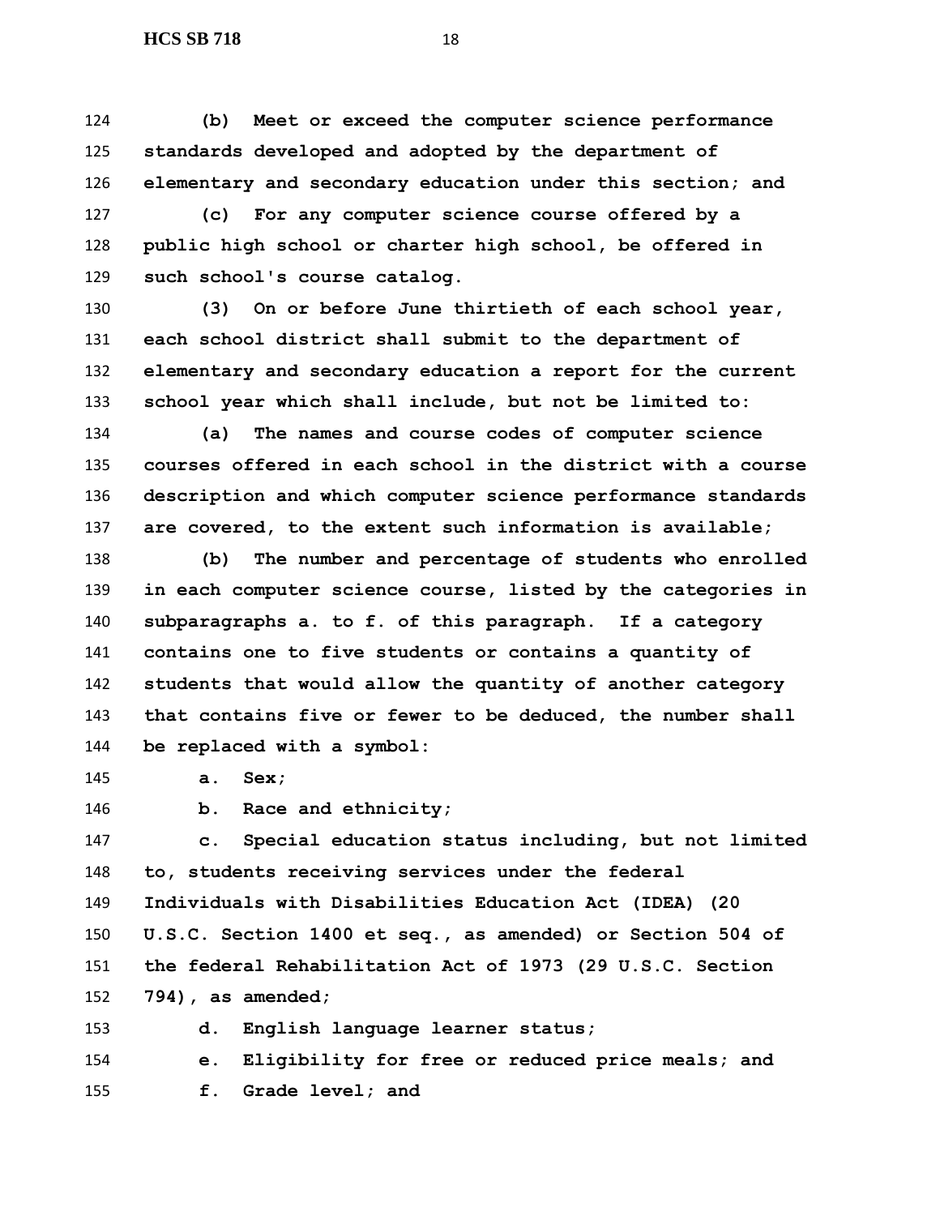**(b) Meet or exceed the computer science performance standards developed and adopted by the department of elementary and secondary education under this section; and**

**(c) For any computer science course offered by a public high school or charter high school, be offered in such school's course catalog.**

**(3) On or before June thirtieth of each school year, each school district shall submit to the department of elementary and secondary education a report for the current school year which shall include, but not be limited to:**

**(a) The names and course codes of computer science courses offered in each school in the district with a course description and which computer science performance standards are covered, to the extent such information is available;**

**(b) The number and percentage of students who enrolled in each computer science course, listed by the categories in subparagraphs a. to f. of this paragraph. If a category contains one to five students or contains a quantity of students that would allow the quantity of another category that contains five or fewer to be deduced, the number shall be replaced with a symbol:**

**a. Sex;**

**b. Race and ethnicity;**

**c. Special education status including, but not limited to, students receiving services under the federal Individuals with Disabilities Education Act (IDEA) (20 U.S.C. Section 1400 et seq., as amended) or Section 504 of the federal Rehabilitation Act of 1973 (29 U.S.C. Section 794), as amended;**

**d. English language learner status;**

**e. Eligibility for free or reduced price meals; and**

**f. Grade level; and**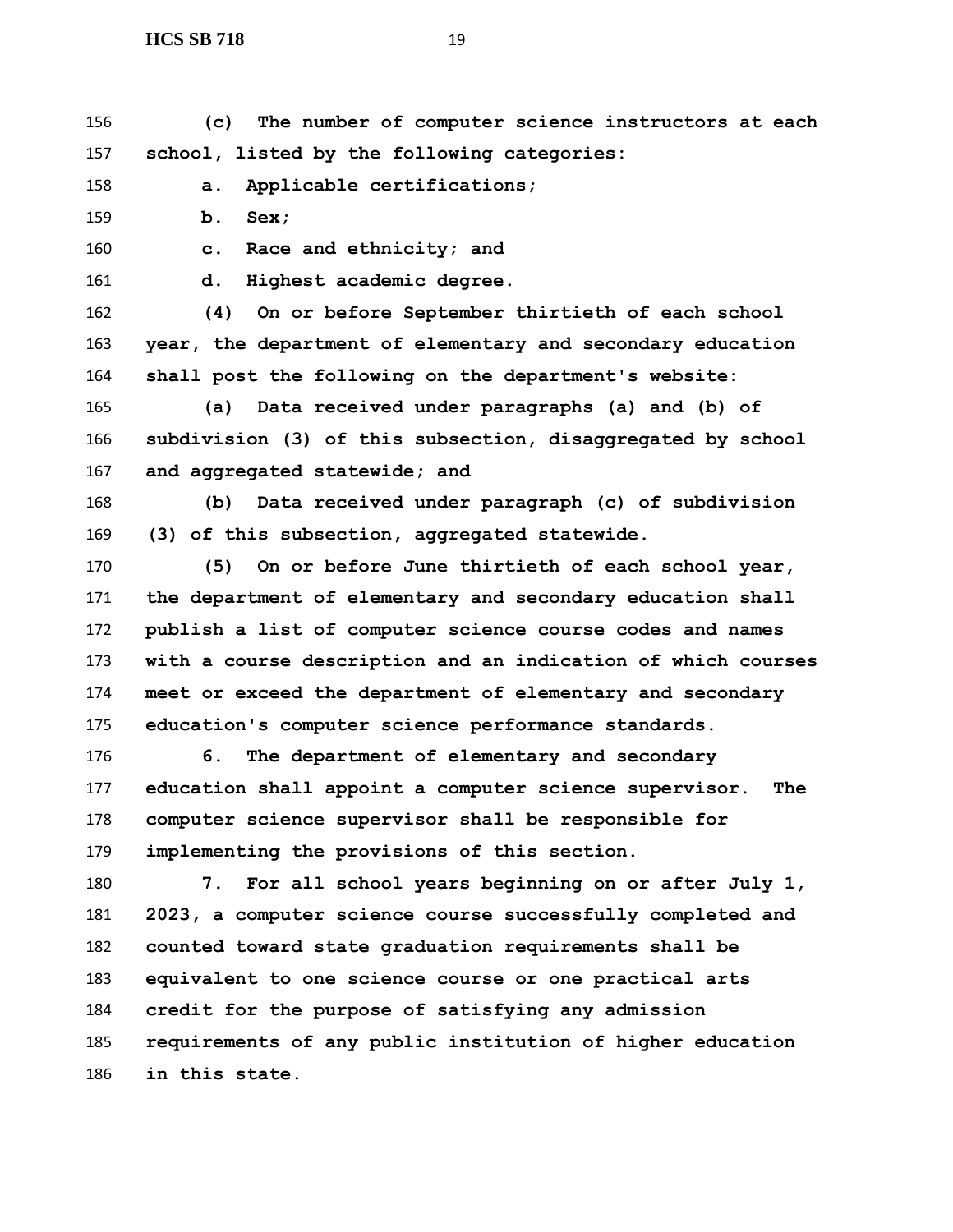**(c) The number of computer science instructors at each school, listed by the following categories:**

**a. Applicable certifications;**

**b. Sex;**

**c. Race and ethnicity; and**

**d. Highest academic degree.**

**(4) On or before September thirtieth of each school year, the department of elementary and secondary education shall post the following on the department's website:**

**(a) Data received under paragraphs (a) and (b) of subdivision (3) of this subsection, disaggregated by school and aggregated statewide; and**

**(b) Data received under paragraph (c) of subdivision (3) of this subsection, aggregated statewide.**

**(5) On or before June thirtieth of each school year, the department of elementary and secondary education shall publish a list of computer science course codes and names with a course description and an indication of which courses meet or exceed the department of elementary and secondary education's computer science performance standards.**

**6. The department of elementary and secondary education shall appoint a computer science supervisor. The computer science supervisor shall be responsible for implementing the provisions of this section.**

**7. For all school years beginning on or after July 1, 2023, a computer science course successfully completed and counted toward state graduation requirements shall be equivalent to one science course or one practical arts credit for the purpose of satisfying any admission requirements of any public institution of higher education in this state.**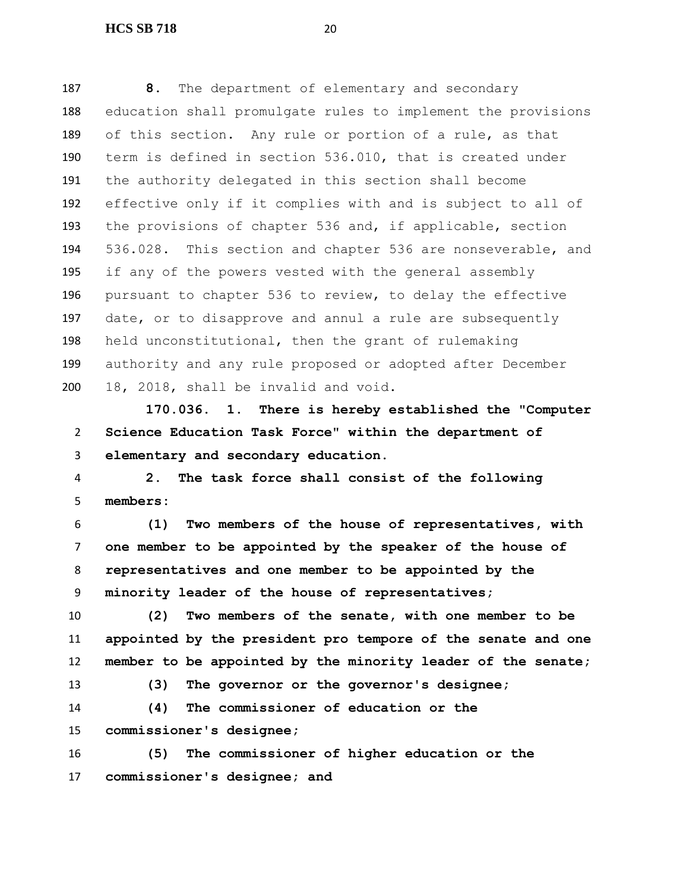**8.** The department of elementary and secondary education shall promulgate rules to implement the provisions of this section. Any rule or portion of a rule, as that term is defined in section 536.010, that is created under the authority delegated in this section shall become effective only if it complies with and is subject to all of the provisions of chapter 536 and, if applicable, section 536.028. This section and chapter 536 are nonseverable, and if any of the powers vested with the general assembly pursuant to chapter 536 to review, to delay the effective date, or to disapprove and annul a rule are subsequently held unconstitutional, then the grant of rulemaking authority and any rule proposed or adopted after December 18, 2018, shall be invalid and void.

**170.036. 1. There is hereby established the "Computer Science Education Task Force" within the department of elementary and secondary education.**

**2. The task force shall consist of the following members:**

**(1) Two members of the house of representatives, with one member to be appointed by the speaker of the house of representatives and one member to be appointed by the minority leader of the house of representatives;**

**(2) Two members of the senate, with one member to be appointed by the president pro tempore of the senate and one member to be appointed by the minority leader of the senate;**

**(3) The governor or the governor's designee;**

**(4) The commissioner of education or the commissioner's designee;**

**(5) The commissioner of higher education or the commissioner's designee; and**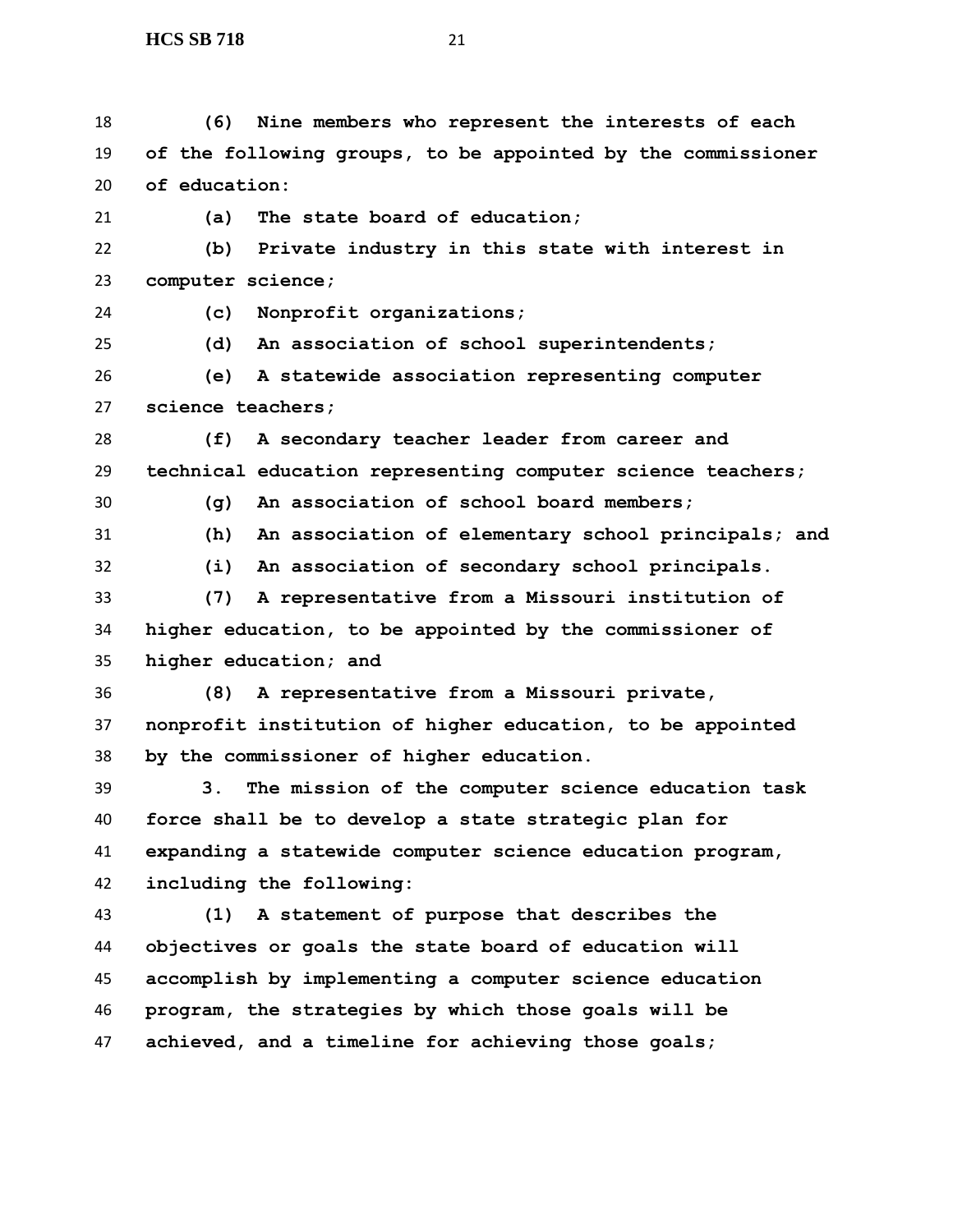**(6) Nine members who represent the interests of each of the following groups, to be appointed by the commissioner of education:**

**(a) The state board of education;**

**(b) Private industry in this state with interest in computer science;**

**(c) Nonprofit organizations;**

**(d) An association of school superintendents;**

**(e) A statewide association representing computer science teachers;**

**(f) A secondary teacher leader from career and technical education representing computer science teachers;**

**(g) An association of school board members;**

**(h) An association of elementary school principals; and**

**(i) An association of secondary school principals.**

**(7) A representative from a Missouri institution of higher education, to be appointed by the commissioner of higher education; and**

**(8) A representative from a Missouri private, nonprofit institution of higher education, to be appointed by the commissioner of higher education.**

**3. The mission of the computer science education task force shall be to develop a state strategic plan for expanding a statewide computer science education program, including the following:**

**(1) A statement of purpose that describes the objectives or goals the state board of education will accomplish by implementing a computer science education program, the strategies by which those goals will be achieved, and a timeline for achieving those goals;**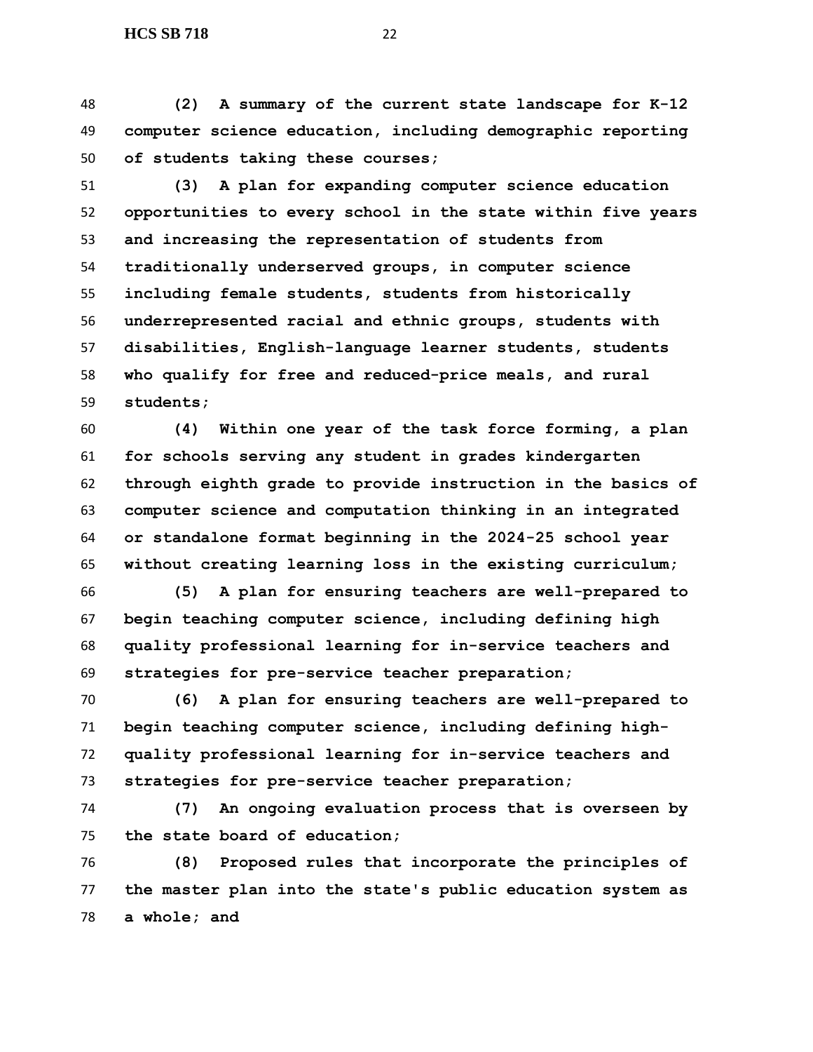**(2) A summary of the current state landscape for K-12 computer science education, including demographic reporting of students taking these courses;**

**(3) A plan for expanding computer science education opportunities to every school in the state within five years and increasing the representation of students from traditionally underserved groups, in computer science including female students, students from historically underrepresented racial and ethnic groups, students with disabilities, English-language learner students, students who qualify for free and reduced-price meals, and rural students;**

**(4) Within one year of the task force forming, a plan for schools serving any student in grades kindergarten through eighth grade to provide instruction in the basics of computer science and computation thinking in an integrated or standalone format beginning in the 2024-25 school year without creating learning loss in the existing curriculum;**

**(5) A plan for ensuring teachers are well-prepared to begin teaching computer science, including defining high quality professional learning for in-service teachers and strategies for pre-service teacher preparation;**

**(6) A plan for ensuring teachers are well-prepared to begin teaching computer science, including defining high-quality professional learning for in-service teachers and strategies for pre-service teacher preparation;**

**(7) An ongoing evaluation process that is overseen by the state board of education;**

**(8) Proposed rules that incorporate the principles of the master plan into the state's public education system as a whole; and**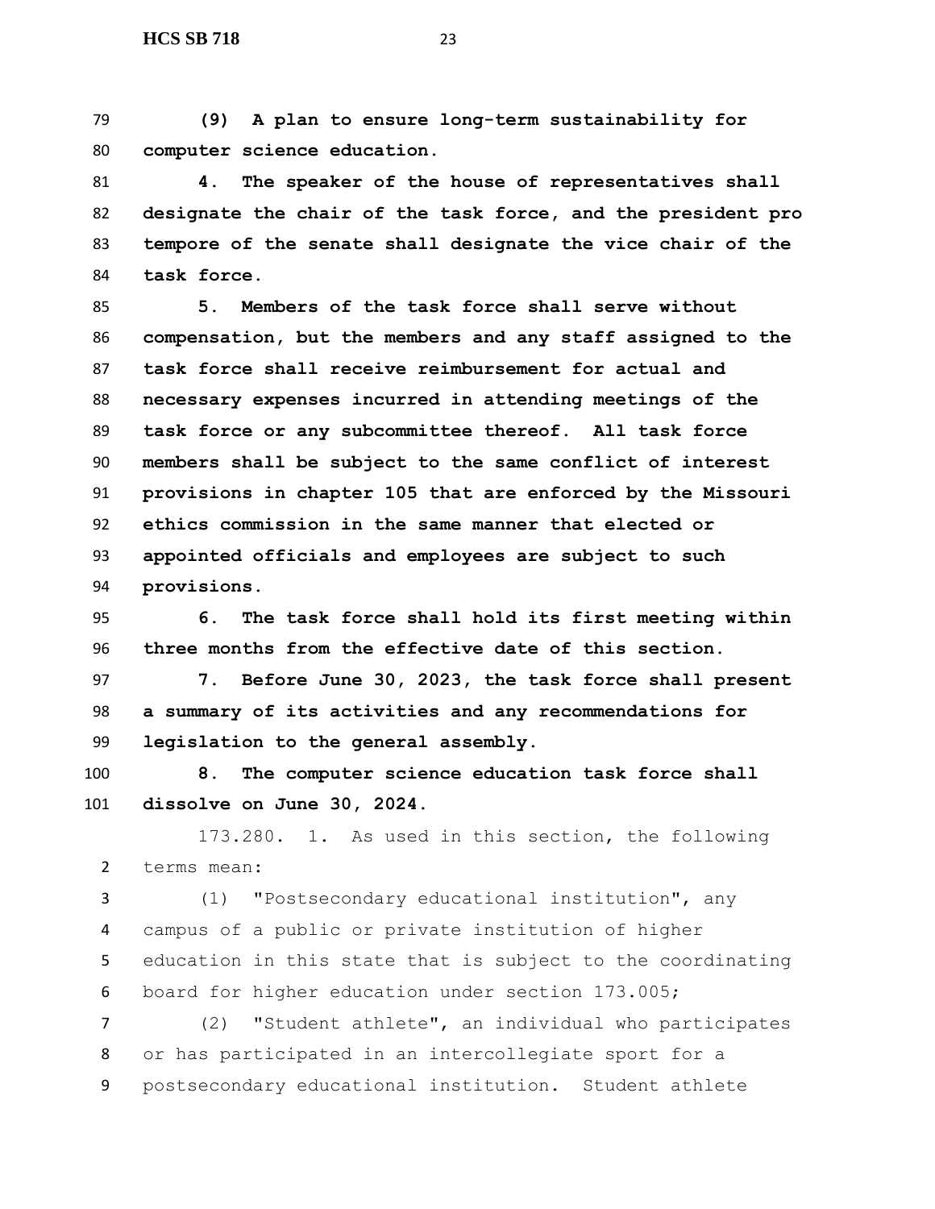**(9) A plan to ensure long-term sustainability for computer science education.**

**4. The speaker of the house of representatives shall designate the chair of the task force, and the president pro tempore of the senate shall designate the vice chair of the task force.**

**5. Members of the task force shall serve without compensation, but the members and any staff assigned to the task force shall receive reimbursement for actual and necessary expenses incurred in attending meetings of the task force or any subcommittee thereof. All task force members shall be subject to the same conflict of interest provisions in chapter 105 that are enforced by the Missouri ethics commission in the same manner that elected or appointed officials and employees are subject to such provisions.**

**6. The task force shall hold its first meeting within three months from the effective date of this section.**

**7. Before June 30, 2023, the task force shall present a summary of its activities and any recommendations for legislation to the general assembly.**

**8. The computer science education task force shall dissolve on June 30, 2024.**

173.280. 1. As used in this section, the following terms mean:

(1) "Postsecondary educational institution", any campus of a public or private institution of higher education in this state that is subject to the coordinating board for higher education under section 173.005;

(2) "Student athlete", an individual who participates or has participated in an intercollegiate sport for a postsecondary educational institution. Student athlete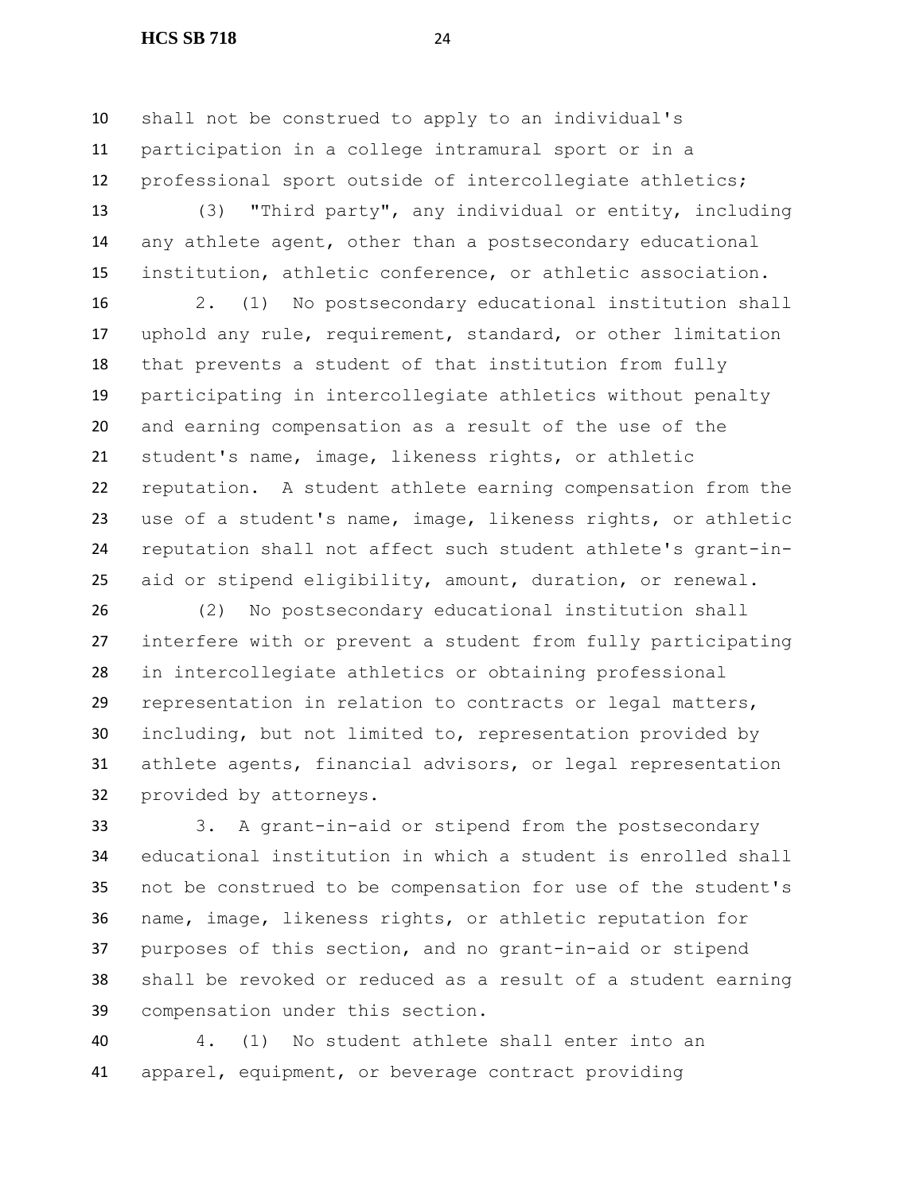shall not be construed to apply to an individual's participation in a college intramural sport or in a professional sport outside of intercollegiate athletics;

(3) "Third party", any individual or entity, including any athlete agent, other than a postsecondary educational institution, athletic conference, or athletic association.

2. (1) No postsecondary educational institution shall uphold any rule, requirement, standard, or other limitation that prevents a student of that institution from fully participating in intercollegiate athletics without penalty and earning compensation as a result of the use of the student's name, image, likeness rights, or athletic reputation. A student athlete earning compensation from the use of a student's name, image, likeness rights, or athletic reputation shall not affect such student athlete's grant-in-aid or stipend eligibility, amount, duration, or renewal.

(2) No postsecondary educational institution shall interfere with or prevent a student from fully participating in intercollegiate athletics or obtaining professional representation in relation to contracts or legal matters, including, but not limited to, representation provided by athlete agents, financial advisors, or legal representation provided by attorneys.

3. A grant-in-aid or stipend from the postsecondary educational institution in which a student is enrolled shall not be construed to be compensation for use of the student's name, image, likeness rights, or athletic reputation for purposes of this section, and no grant-in-aid or stipend shall be revoked or reduced as a result of a student earning compensation under this section.

4. (1) No student athlete shall enter into an apparel, equipment, or beverage contract providing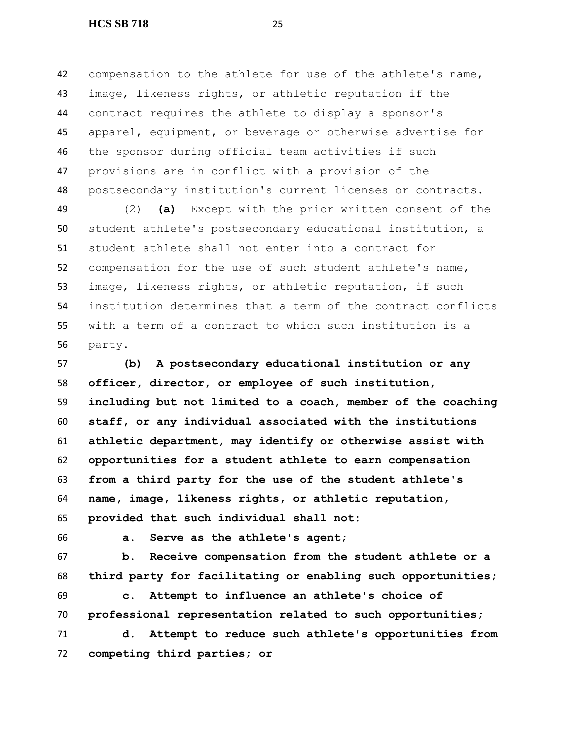compensation to the athlete for use of the athlete's name, image, likeness rights, or athletic reputation if the contract requires the athlete to display a sponsor's apparel, equipment, or beverage or otherwise advertise for the sponsor during official team activities if such provisions are in conflict with a provision of the postsecondary institution's current licenses or contracts.

(2) **(a)** Except with the prior written consent of the student athlete's postsecondary educational institution, a student athlete shall not enter into a contract for compensation for the use of such student athlete's name, image, likeness rights, or athletic reputation, if such institution determines that a term of the contract conflicts with a term of a contract to which such institution is a party.

**(b) A postsecondary educational institution or any officer, director, or employee of such institution, including but not limited to a coach, member of the coaching staff, or any individual associated with the institutions athletic department, may identify or otherwise assist with opportunities for a student athlete to earn compensation from a third party for the use of the student athlete's name, image, likeness rights, or athletic reputation, provided that such individual shall not:**

**a. Serve as the athlete's agent;**

**b. Receive compensation from the student athlete or a third party for facilitating or enabling such opportunities;**

**c. Attempt to influence an athlete's choice of professional representation related to such opportunities;**

**d. Attempt to reduce such athlete's opportunities from competing third parties; or**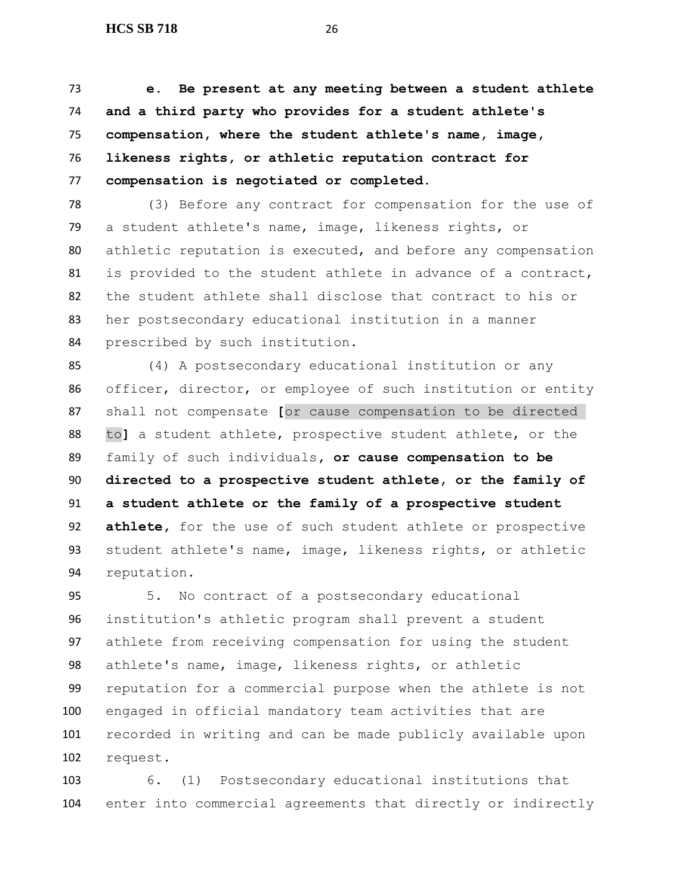**e. Be present at any meeting between a student athlete and a third party who provides for a student athlete's compensation, where the student athlete's name, image, likeness rights, or athletic reputation contract for compensation is negotiated or completed.**

(3) Before any contract for compensation for the use of a student athlete's name, image, likeness rights, or athletic reputation is executed, and before any compensation is provided to the student athlete in advance of a contract, the student athlete shall disclose that contract to his or her postsecondary educational institution in a manner prescribed by such institution.

(4) A postsecondary educational institution or any officer, director, or employee of such institution or entity shall not compensate **[**or cause compensation to be directed to**]** a student athlete, prospective student athlete, or the family of such individuals**, or cause compensation to be directed to a prospective student athlete, or the family of a student athlete or the family of a prospective student athlete**, for the use of such student athlete or prospective student athlete's name, image, likeness rights, or athletic reputation.

5. No contract of a postsecondary educational institution's athletic program shall prevent a student athlete from receiving compensation for using the student athlete's name, image, likeness rights, or athletic reputation for a commercial purpose when the athlete is not engaged in official mandatory team activities that are recorded in writing and can be made publicly available upon request.

6. (1) Postsecondary educational institutions that enter into commercial agreements that directly or indirectly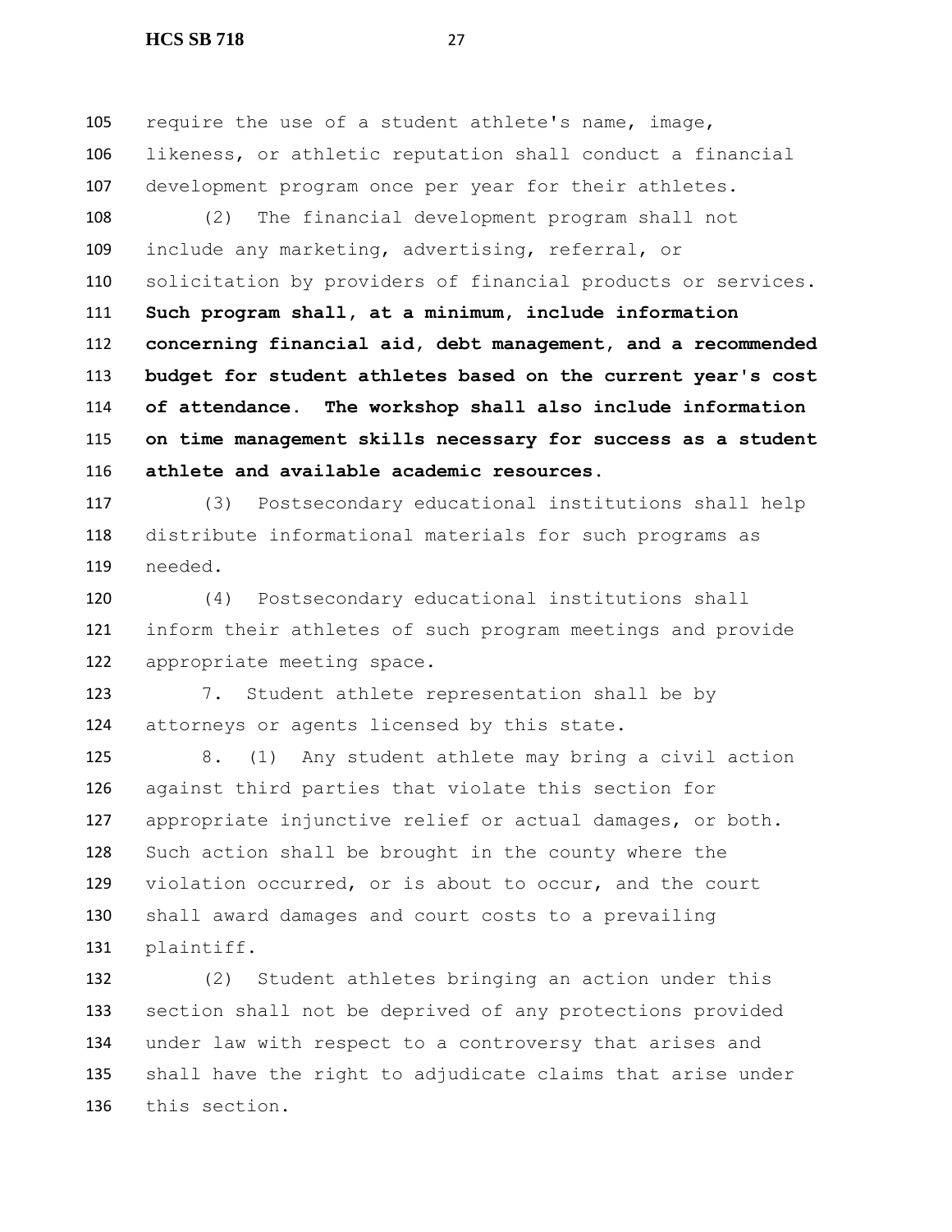require the use of a student athlete's name, image, likeness, or athletic reputation shall conduct a financial development program once per year for their athletes.

(2) The financial development program shall not include any marketing, advertising, referral, or solicitation by providers of financial products or services. **Such program shall, at a minimum, include information concerning financial aid, debt management, and a recommended budget for student athletes based on the current year's cost of attendance. The workshop shall also include information on time management skills necessary for success as a student athlete and available academic resources.**

(3) Postsecondary educational institutions shall help distribute informational materials for such programs as needed.

(4) Postsecondary educational institutions shall inform their athletes of such program meetings and provide appropriate meeting space.

7. Student athlete representation shall be by attorneys or agents licensed by this state.

8. (1) Any student athlete may bring a civil action against third parties that violate this section for appropriate injunctive relief or actual damages, or both. Such action shall be brought in the county where the violation occurred, or is about to occur, and the court shall award damages and court costs to a prevailing plaintiff.

(2) Student athletes bringing an action under this section shall not be deprived of any protections provided under law with respect to a controversy that arises and shall have the right to adjudicate claims that arise under this section.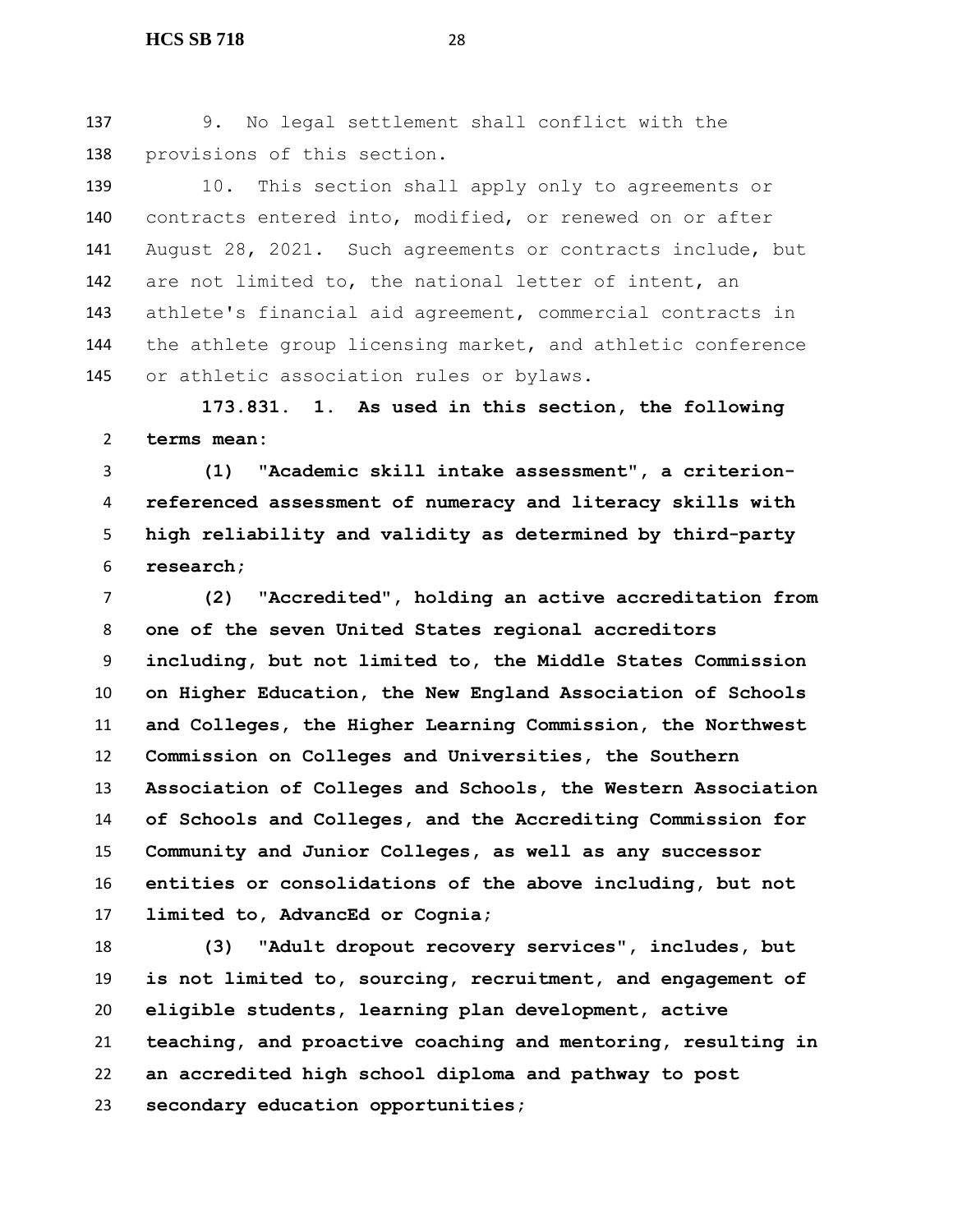9. No legal settlement shall conflict with the provisions of this section.

10. This section shall apply only to agreements or contracts entered into, modified, or renewed on or after August 28, 2021. Such agreements or contracts include, but are not limited to, the national letter of intent, an athlete's financial aid agreement, commercial contracts in the athlete group licensing market, and athletic conference or athletic association rules or bylaws.

**173.831. 1. As used in this section, the following terms mean:**

**(1) "Academic skill intake assessment", a criterion-referenced assessment of numeracy and literacy skills with high reliability and validity as determined by third-party research;**

**(2) "Accredited", holding an active accreditation from one of the seven United States regional accreditors including, but not limited to, the Middle States Commission on Higher Education, the New England Association of Schools and Colleges, the Higher Learning Commission, the Northwest Commission on Colleges and Universities, the Southern Association of Colleges and Schools, the Western Association of Schools and Colleges, and the Accrediting Commission for Community and Junior Colleges, as well as any successor entities or consolidations of the above including, but not limited to, AdvancEd or Cognia;**

**(3) "Adult dropout recovery services", includes, but is not limited to, sourcing, recruitment, and engagement of eligible students, learning plan development, active teaching, and proactive coaching and mentoring, resulting in an accredited high school diploma and pathway to post secondary education opportunities;**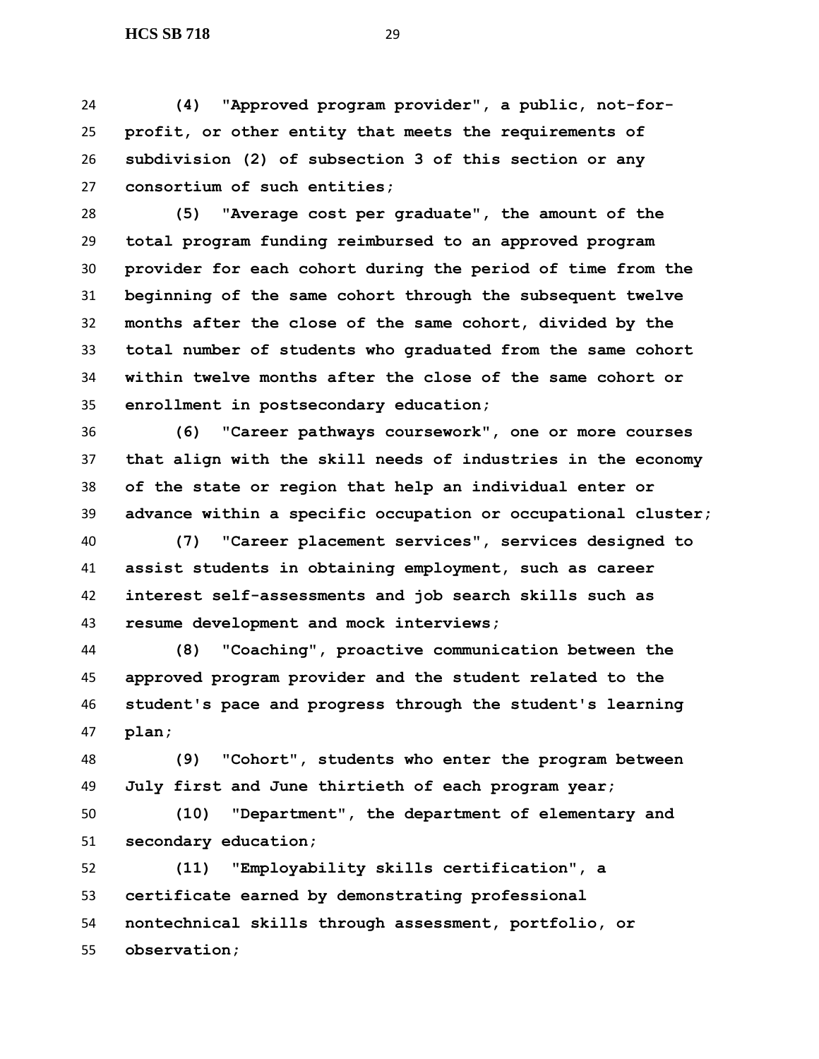**(4) "Approved program provider", a public, not-for-profit, or other entity that meets the requirements of subdivision (2) of subsection 3 of this section or any consortium of such entities;**

**(5) "Average cost per graduate", the amount of the total program funding reimbursed to an approved program provider for each cohort during the period of time from the beginning of the same cohort through the subsequent twelve months after the close of the same cohort, divided by the total number of students who graduated from the same cohort within twelve months after the close of the same cohort or enrollment in postsecondary education;**

**(6) "Career pathways coursework", one or more courses that align with the skill needs of industries in the economy of the state or region that help an individual enter or advance within a specific occupation or occupational cluster;**

**(7) "Career placement services", services designed to assist students in obtaining employment, such as career interest self-assessments and job search skills such as resume development and mock interviews;**

**(8) "Coaching", proactive communication between the approved program provider and the student related to the student's pace and progress through the student's learning plan;**

**(9) "Cohort", students who enter the program between July first and June thirtieth of each program year;**

**(10) "Department", the department of elementary and secondary education;**

**(11) "Employability skills certification", a certificate earned by demonstrating professional nontechnical skills through assessment, portfolio, or observation;**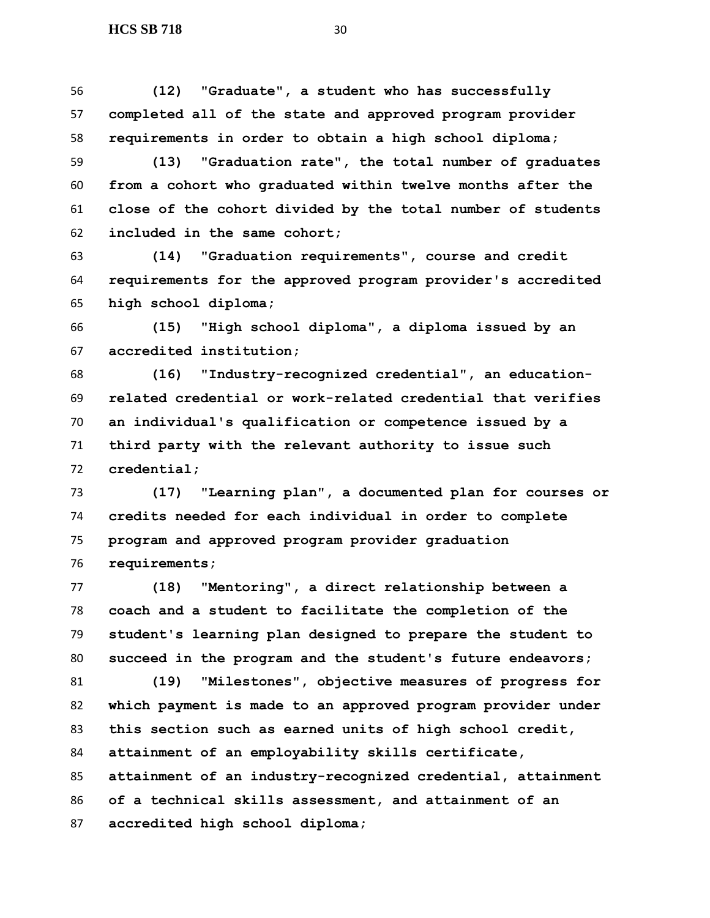**(12) "Graduate", a student who has successfully completed all of the state and approved program provider requirements in order to obtain a high school diploma;**

**(13) "Graduation rate", the total number of graduates from a cohort who graduated within twelve months after the close of the cohort divided by the total number of students included in the same cohort;**

**(14) "Graduation requirements", course and credit requirements for the approved program provider's accredited high school diploma;**

**(15) "High school diploma", a diploma issued by an accredited institution;**

**(16) "Industry-recognized credential", an education-related credential or work-related credential that verifies an individual's qualification or competence issued by a third party with the relevant authority to issue such credential;**

**(17) "Learning plan", a documented plan for courses or credits needed for each individual in order to complete program and approved program provider graduation requirements;**

**(18) "Mentoring", a direct relationship between a coach and a student to facilitate the completion of the student's learning plan designed to prepare the student to succeed in the program and the student's future endeavors;**

**(19) "Milestones", objective measures of progress for which payment is made to an approved program provider under this section such as earned units of high school credit, attainment of an employability skills certificate, attainment of an industry-recognized credential, attainment of a technical skills assessment, and attainment of an accredited high school diploma;**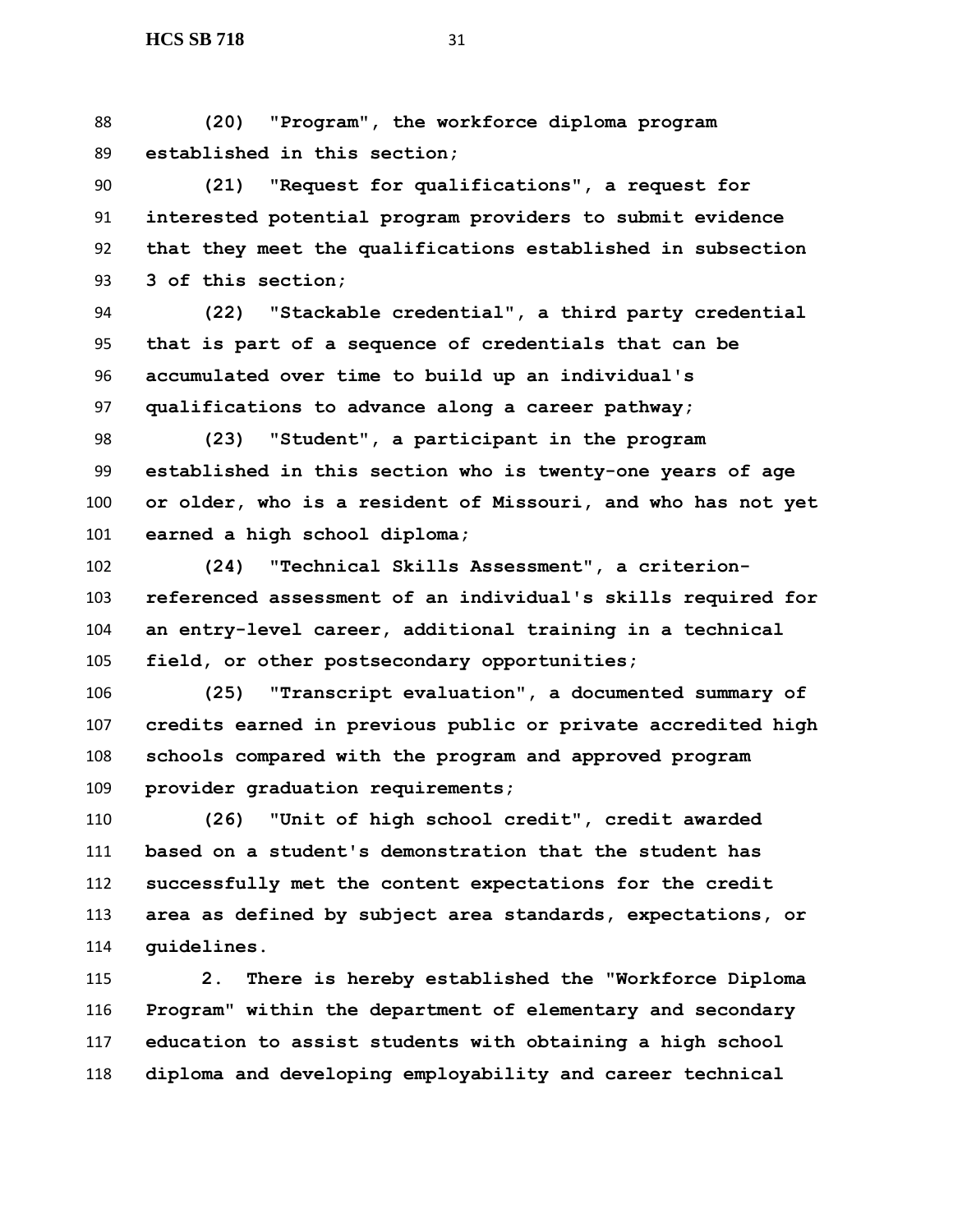**(20) "Program", the workforce diploma program established in this section;**

**(21) "Request for qualifications", a request for interested potential program providers to submit evidence that they meet the qualifications established in subsection 3 of this section;**

**(22) "Stackable credential", a third party credential that is part of a sequence of credentials that can be accumulated over time to build up an individual's qualifications to advance along a career pathway;**

**(23) "Student", a participant in the program established in this section who is twenty-one years of age or older, who is a resident of Missouri, and who has not yet earned a high school diploma;**

**(24) "Technical Skills Assessment", a criterion-referenced assessment of an individual's skills required for an entry-level career, additional training in a technical field, or other postsecondary opportunities;**

**(25) "Transcript evaluation", a documented summary of credits earned in previous public or private accredited high schools compared with the program and approved program provider graduation requirements;**

**(26) "Unit of high school credit", credit awarded based on a student's demonstration that the student has successfully met the content expectations for the credit area as defined by subject area standards, expectations, or guidelines.**

**2. There is hereby established the "Workforce Diploma Program" within the department of elementary and secondary education to assist students with obtaining a high school diploma and developing employability and career technical**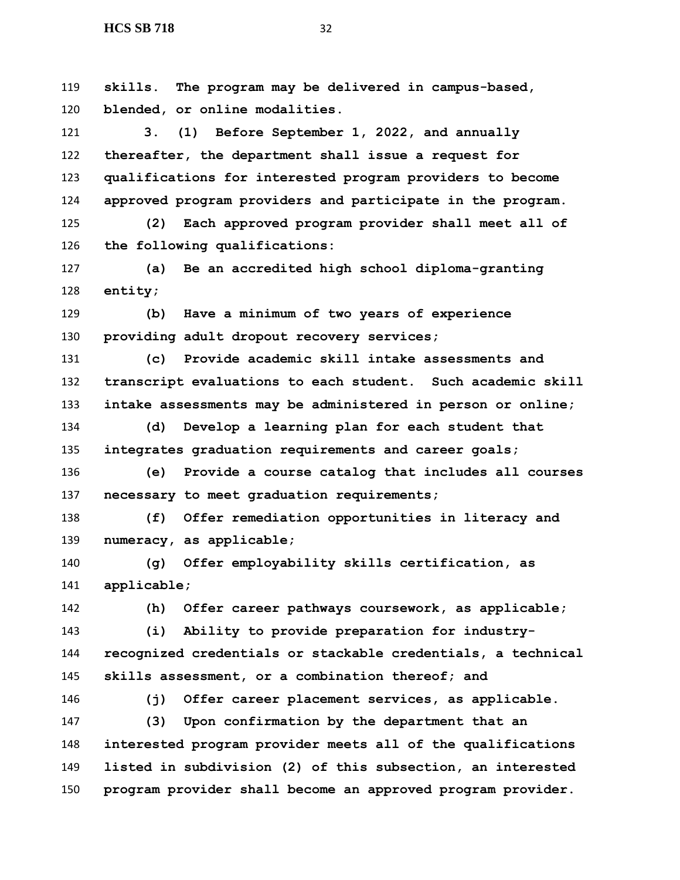**skills. The program may be delivered in campus-based, blended, or online modalities.**

**3. (1) Before September 1, 2022, and annually thereafter, the department shall issue a request for qualifications for interested program providers to become approved program providers and participate in the program.**

**(2) Each approved program provider shall meet all of the following qualifications:**

**(a) Be an accredited high school diploma-granting entity;**

**(b) Have a minimum of two years of experience providing adult dropout recovery services;**

**(c) Provide academic skill intake assessments and transcript evaluations to each student. Such academic skill intake assessments may be administered in person or online;**

**(d) Develop a learning plan for each student that integrates graduation requirements and career goals;**

**(e) Provide a course catalog that includes all courses necessary to meet graduation requirements;**

**(f) Offer remediation opportunities in literacy and numeracy, as applicable;**

**(g) Offer employability skills certification, as applicable;**

**(h) Offer career pathways coursework, as applicable;**

**(i) Ability to provide preparation for industry-recognized credentials or stackable credentials, a technical skills assessment, or a combination thereof; and**

**(j) Offer career placement services, as applicable.**

**(3) Upon confirmation by the department that an interested program provider meets all of the qualifications listed in subdivision (2) of this subsection, an interested program provider shall become an approved program provider.**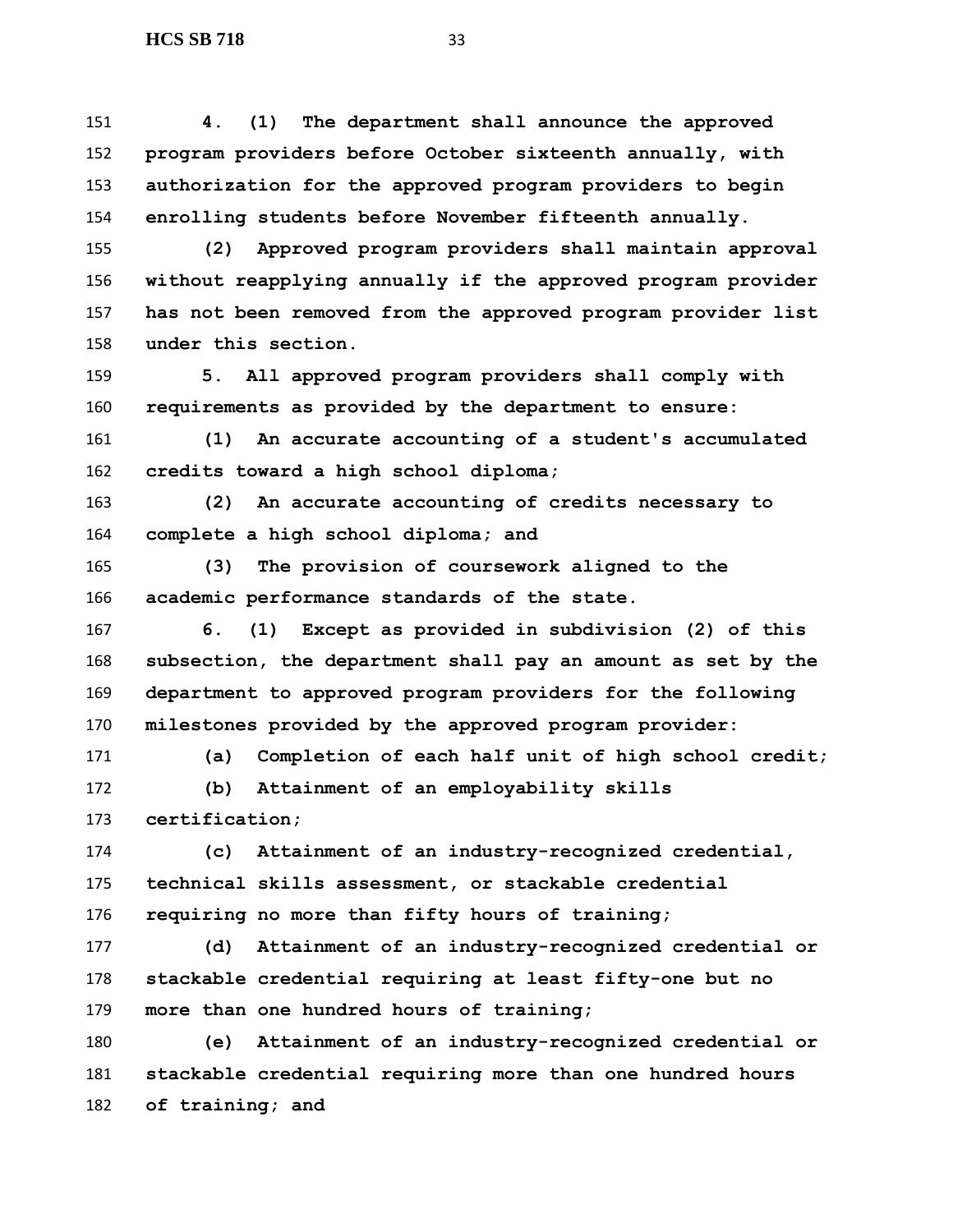**4. (1) The department shall announce the approved program providers before October sixteenth annually, with authorization for the approved program providers to begin enrolling students before November fifteenth annually.**

**(2) Approved program providers shall maintain approval without reapplying annually if the approved program provider has not been removed from the approved program provider list under this section.**

**5. All approved program providers shall comply with requirements as provided by the department to ensure:**

**(1) An accurate accounting of a student's accumulated credits toward a high school diploma;**

**(2) An accurate accounting of credits necessary to complete a high school diploma; and**

**(3) The provision of coursework aligned to the academic performance standards of the state.**

**6. (1) Except as provided in subdivision (2) of this subsection, the department shall pay an amount as set by the department to approved program providers for the following milestones provided by the approved program provider:**

**(a) Completion of each half unit of high school credit;**

**(b) Attainment of an employability skills certification;**

**(c) Attainment of an industry-recognized credential, technical skills assessment, or stackable credential requiring no more than fifty hours of training;**

**(d) Attainment of an industry-recognized credential or stackable credential requiring at least fifty-one but no more than one hundred hours of training;**

**(e) Attainment of an industry-recognized credential or stackable credential requiring more than one hundred hours of training; and**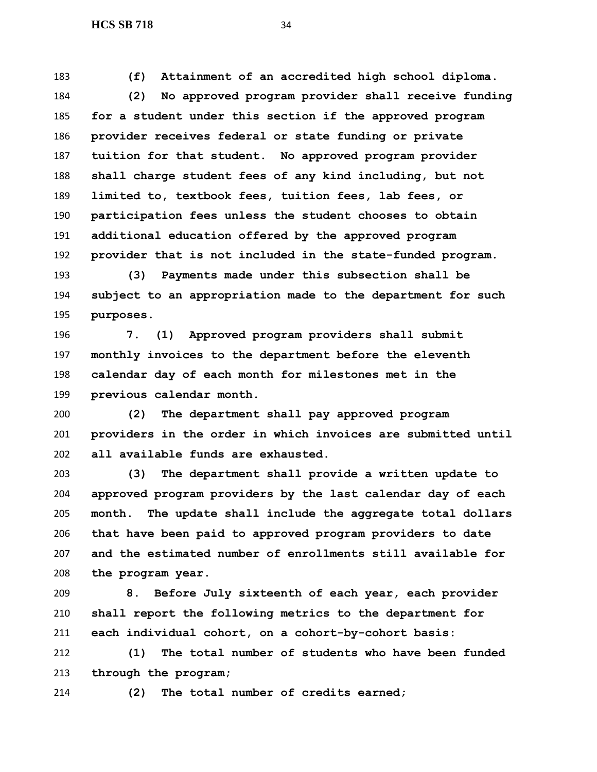**(f) Attainment of an accredited high school diploma.**

**(2) No approved program provider shall receive funding for a student under this section if the approved program provider receives federal or state funding or private tuition for that student. No approved program provider shall charge student fees of any kind including, but not limited to, textbook fees, tuition fees, lab fees, or participation fees unless the student chooses to obtain additional education offered by the approved program provider that is not included in the state-funded program.**

**(3) Payments made under this subsection shall be subject to an appropriation made to the department for such purposes.**

**7. (1) Approved program providers shall submit monthly invoices to the department before the eleventh calendar day of each month for milestones met in the previous calendar month.**

**(2) The department shall pay approved program providers in the order in which invoices are submitted until all available funds are exhausted.**

**(3) The department shall provide a written update to approved program providers by the last calendar day of each month. The update shall include the aggregate total dollars that have been paid to approved program providers to date and the estimated number of enrollments still available for the program year.**

**8. Before July sixteenth of each year, each provider shall report the following metrics to the department for each individual cohort, on a cohort-by-cohort basis:**

**(1) The total number of students who have been funded through the program;**

**(2) The total number of credits earned;**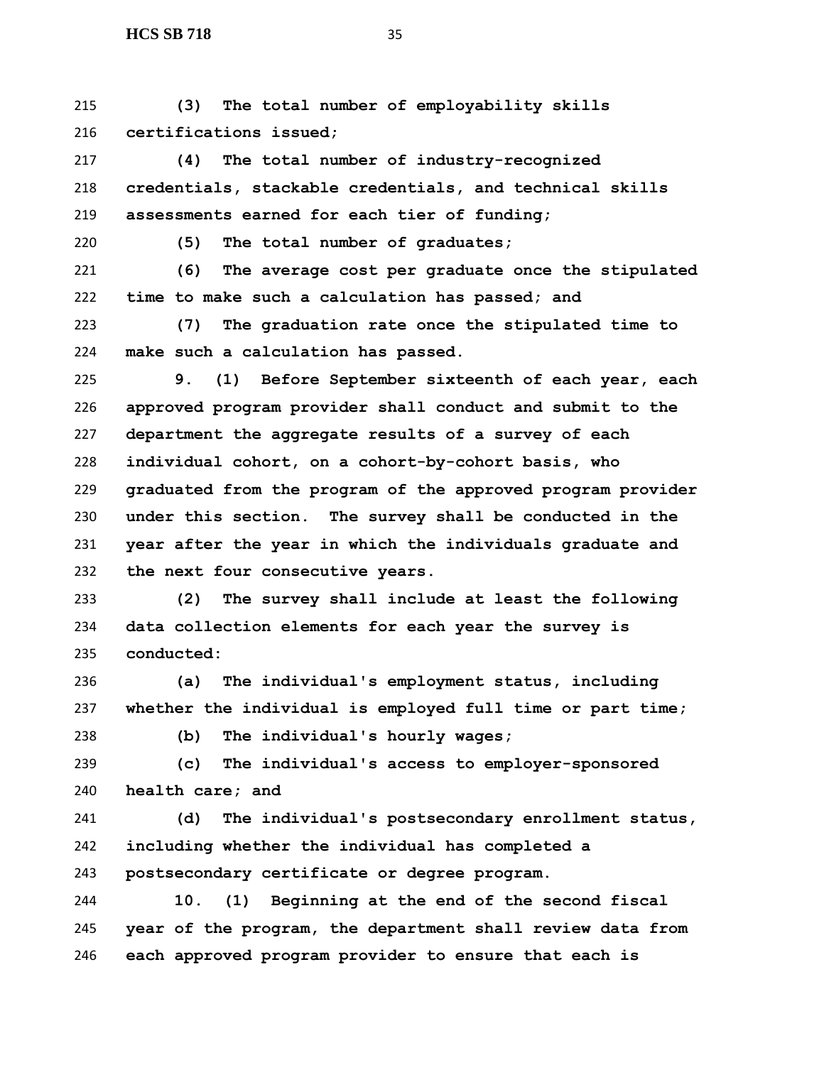**(3) The total number of employability skills certifications issued;**

**(4) The total number of industry-recognized credentials, stackable credentials, and technical skills assessments earned for each tier of funding;**

**(5) The total number of graduates;**

**(6) The average cost per graduate once the stipulated time to make such a calculation has passed; and**

**(7) The graduation rate once the stipulated time to make such a calculation has passed.**

**9. (1) Before September sixteenth of each year, each approved program provider shall conduct and submit to the department the aggregate results of a survey of each individual cohort, on a cohort-by-cohort basis, who graduated from the program of the approved program provider under this section. The survey shall be conducted in the year after the year in which the individuals graduate and the next four consecutive years.**

**(2) The survey shall include at least the following data collection elements for each year the survey is conducted:**

**(a) The individual's employment status, including whether the individual is employed full time or part time;**

**(b) The individual's hourly wages;**

**(c) The individual's access to employer-sponsored health care; and**

**(d) The individual's postsecondary enrollment status, including whether the individual has completed a postsecondary certificate or degree program.**

**10. (1) Beginning at the end of the second fiscal year of the program, the department shall review data from each approved program provider to ensure that each is**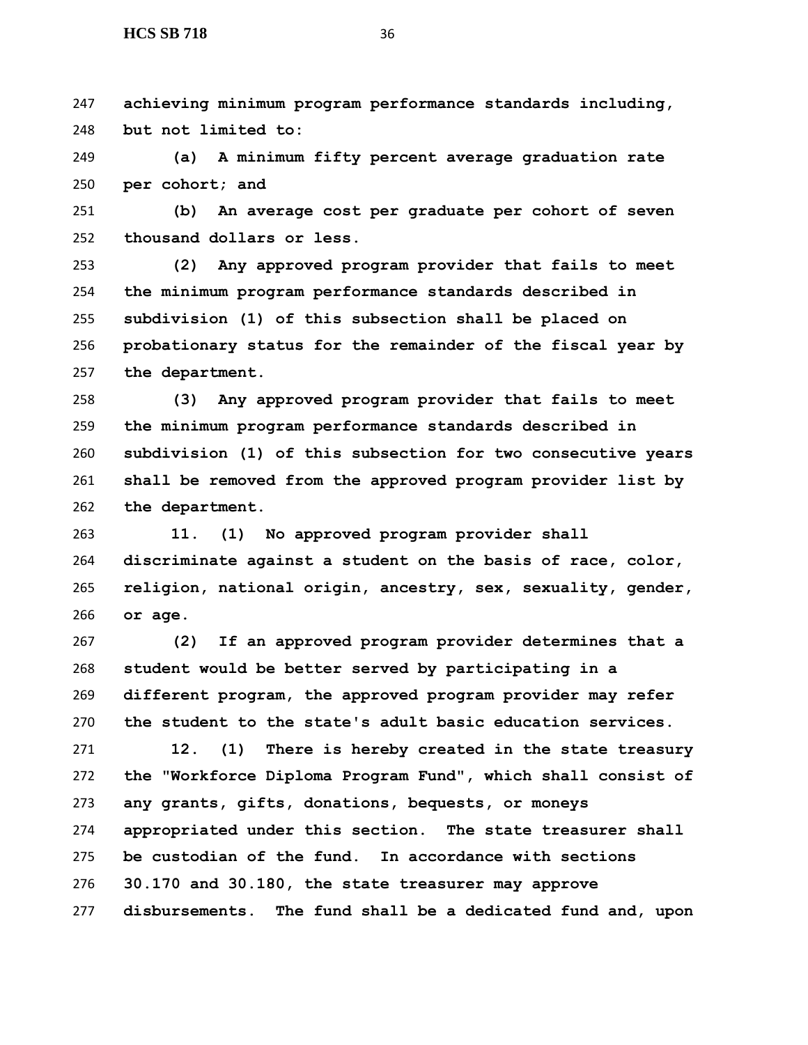**achieving minimum program performance standards including, but not limited to:**

**(a) A minimum fifty percent average graduation rate per cohort; and**

**(b) An average cost per graduate per cohort of seven thousand dollars or less.**

**(2) Any approved program provider that fails to meet the minimum program performance standards described in subdivision (1) of this subsection shall be placed on probationary status for the remainder of the fiscal year by the department.**

**(3) Any approved program provider that fails to meet the minimum program performance standards described in subdivision (1) of this subsection for two consecutive years shall be removed from the approved program provider list by the department.**

**11. (1) No approved program provider shall discriminate against a student on the basis of race, color, religion, national origin, ancestry, sex, sexuality, gender, or age.**

**(2) If an approved program provider determines that a student would be better served by participating in a different program, the approved program provider may refer the student to the state's adult basic education services.**

**12. (1) There is hereby created in the state treasury the "Workforce Diploma Program Fund", which shall consist of any grants, gifts, donations, bequests, or moneys appropriated under this section. The state treasurer shall be custodian of the fund. In accordance with sections 30.170 and 30.180, the state treasurer may approve disbursements. The fund shall be a dedicated fund and, upon**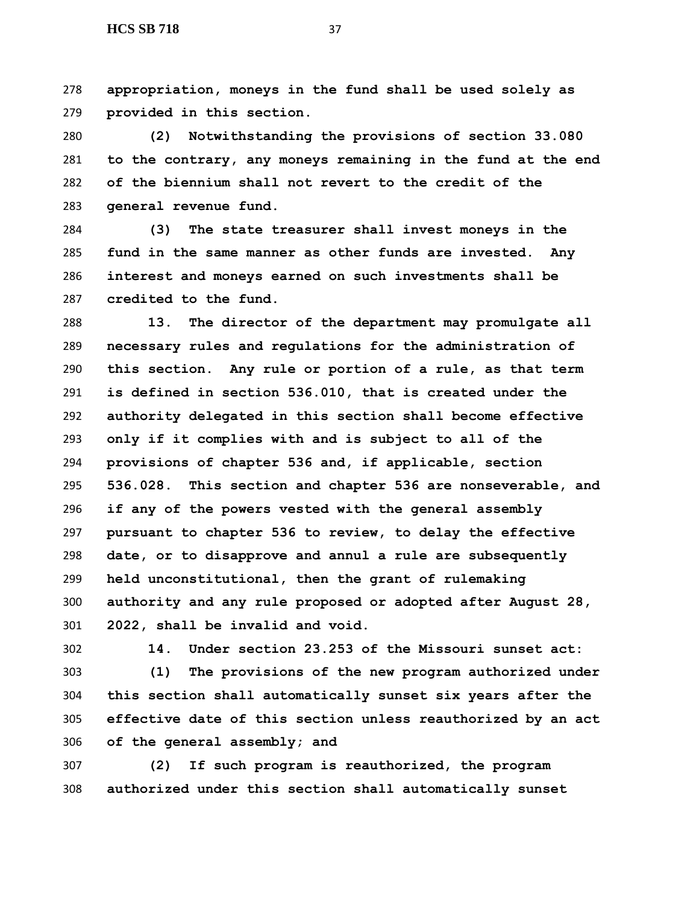**appropriation, moneys in the fund shall be used solely as provided in this section.**

**(2) Notwithstanding the provisions of section 33.080 to the contrary, any moneys remaining in the fund at the end of the biennium shall not revert to the credit of the general revenue fund.**

**(3) The state treasurer shall invest moneys in the fund in the same manner as other funds are invested. Any interest and moneys earned on such investments shall be credited to the fund.**

**13. The director of the department may promulgate all necessary rules and regulations for the administration of this section. Any rule or portion of a rule, as that term is defined in section 536.010, that is created under the authority delegated in this section shall become effective only if it complies with and is subject to all of the provisions of chapter 536 and, if applicable, section 536.028. This section and chapter 536 are nonseverable, and if any of the powers vested with the general assembly pursuant to chapter 536 to review, to delay the effective date, or to disapprove and annul a rule are subsequently held unconstitutional, then the grant of rulemaking authority and any rule proposed or adopted after August 28, 2022, shall be invalid and void.**

**14. Under section 23.253 of the Missouri sunset act:**

**(1) The provisions of the new program authorized under this section shall automatically sunset six years after the effective date of this section unless reauthorized by an act of the general assembly; and**

**(2) If such program is reauthorized, the program authorized under this section shall automatically sunset**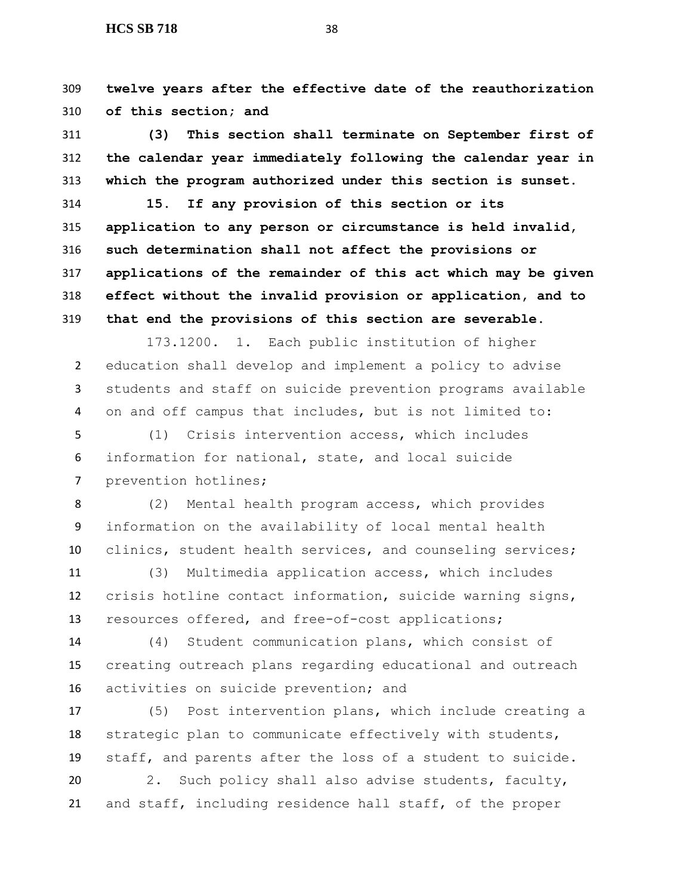**twelve years after the effective date of the reauthorization of this section; and**

**(3) This section shall terminate on September first of the calendar year immediately following the calendar year in which the program authorized under this section is sunset.**

**15. If any provision of this section or its application to any person or circumstance is held invalid, such determination shall not affect the provisions or applications of the remainder of this act which may be given effect without the invalid provision or application, and to that end the provisions of this section are severable.**

173.1200. 1. Each public institution of higher education shall develop and implement a policy to advise students and staff on suicide prevention programs available on and off campus that includes, but is not limited to:

(1) Crisis intervention access, which includes information for national, state, and local suicide prevention hotlines;

(2) Mental health program access, which provides information on the availability of local mental health clinics, student health services, and counseling services;

(3) Multimedia application access, which includes crisis hotline contact information, suicide warning signs, resources offered, and free-of-cost applications;

(4) Student communication plans, which consist of creating outreach plans regarding educational and outreach activities on suicide prevention; and

(5) Post intervention plans, which include creating a strategic plan to communicate effectively with students, staff, and parents after the loss of a student to suicide.

2. Such policy shall also advise students, faculty, and staff, including residence hall staff, of the proper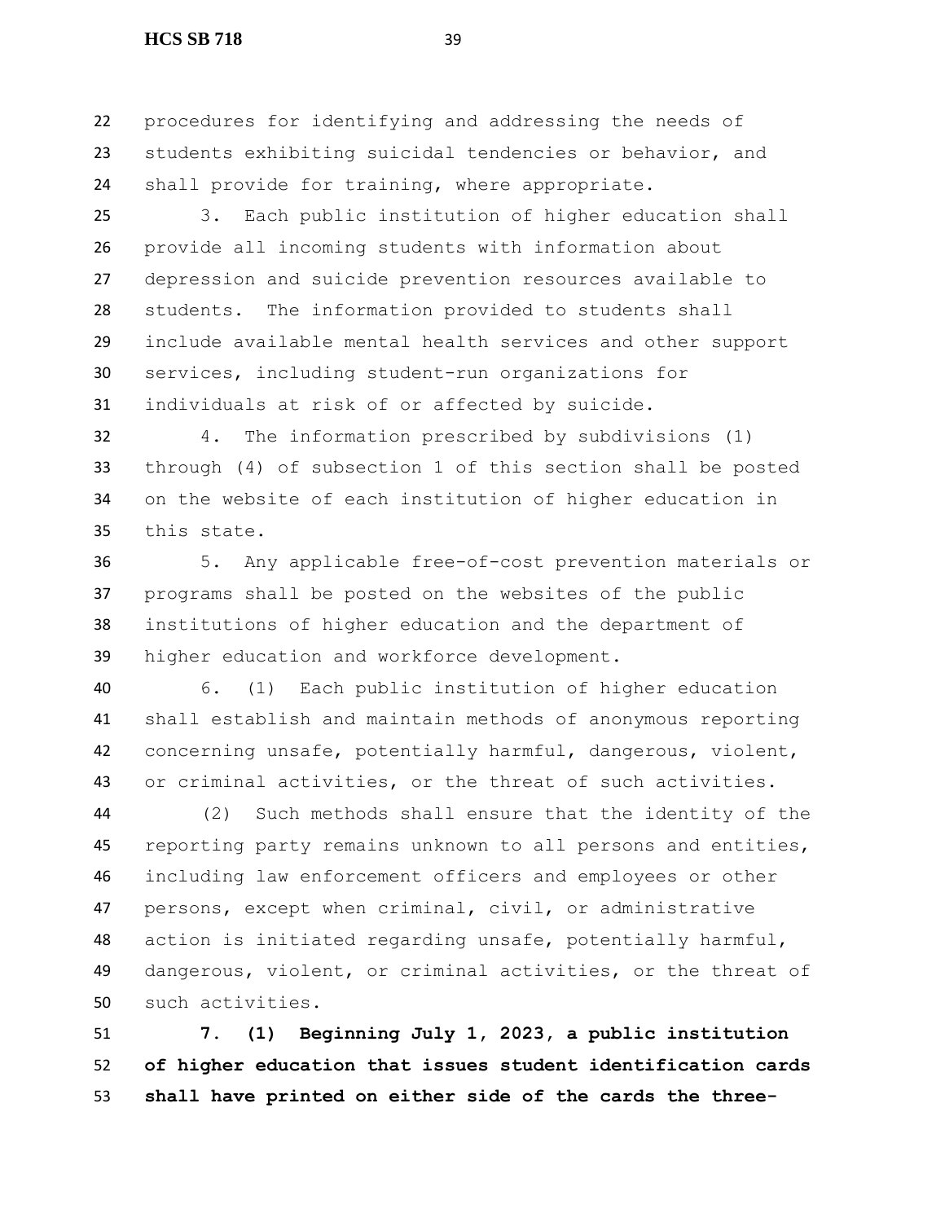procedures for identifying and addressing the needs of students exhibiting suicidal tendencies or behavior, and shall provide for training, where appropriate.

3. Each public institution of higher education shall provide all incoming students with information about depression and suicide prevention resources available to students. The information provided to students shall include available mental health services and other support services, including student-run organizations for individuals at risk of or affected by suicide.

4. The information prescribed by subdivisions (1) through (4) of subsection 1 of this section shall be posted on the website of each institution of higher education in this state.

5. Any applicable free-of-cost prevention materials or programs shall be posted on the websites of the public institutions of higher education and the department of higher education and workforce development.

6. (1) Each public institution of higher education shall establish and maintain methods of anonymous reporting concerning unsafe, potentially harmful, dangerous, violent, or criminal activities, or the threat of such activities.

(2) Such methods shall ensure that the identity of the reporting party remains unknown to all persons and entities, including law enforcement officers and employees or other persons, except when criminal, civil, or administrative action is initiated regarding unsafe, potentially harmful, dangerous, violent, or criminal activities, or the threat of such activities.

**7. (1) Beginning July 1, 2023, a public institution of higher education that issues student identification cards shall have printed on either side of the cards the three-**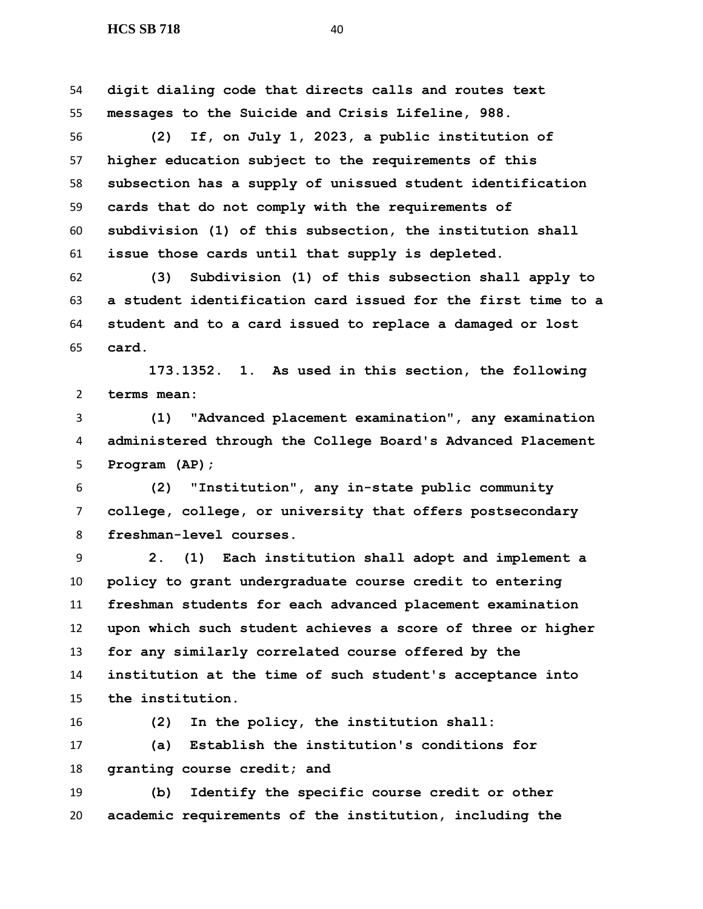**digit dialing code that directs calls and routes text messages to the Suicide and Crisis Lifeline, 988.**

**(2) If, on July 1, 2023, a public institution of higher education subject to the requirements of this subsection has a supply of unissued student identification cards that do not comply with the requirements of subdivision (1) of this subsection, the institution shall issue those cards until that supply is depleted.**

**(3) Subdivision (1) of this subsection shall apply to a student identification card issued for the first time to a student and to a card issued to replace a damaged or lost card.**

**173.1352. 1. As used in this section, the following terms mean:**

**(1) "Advanced placement examination", any examination administered through the College Board's Advanced Placement Program (AP);**

**(2) "Institution", any in-state public community college, college, or university that offers postsecondary freshman-level courses.**

**2. (1) Each institution shall adopt and implement a policy to grant undergraduate course credit to entering freshman students for each advanced placement examination upon which such student achieves a score of three or higher for any similarly correlated course offered by the institution at the time of such student's acceptance into the institution.**

**(2) In the policy, the institution shall:**

**(a) Establish the institution's conditions for granting course credit; and**

**(b) Identify the specific course credit or other academic requirements of the institution, including the**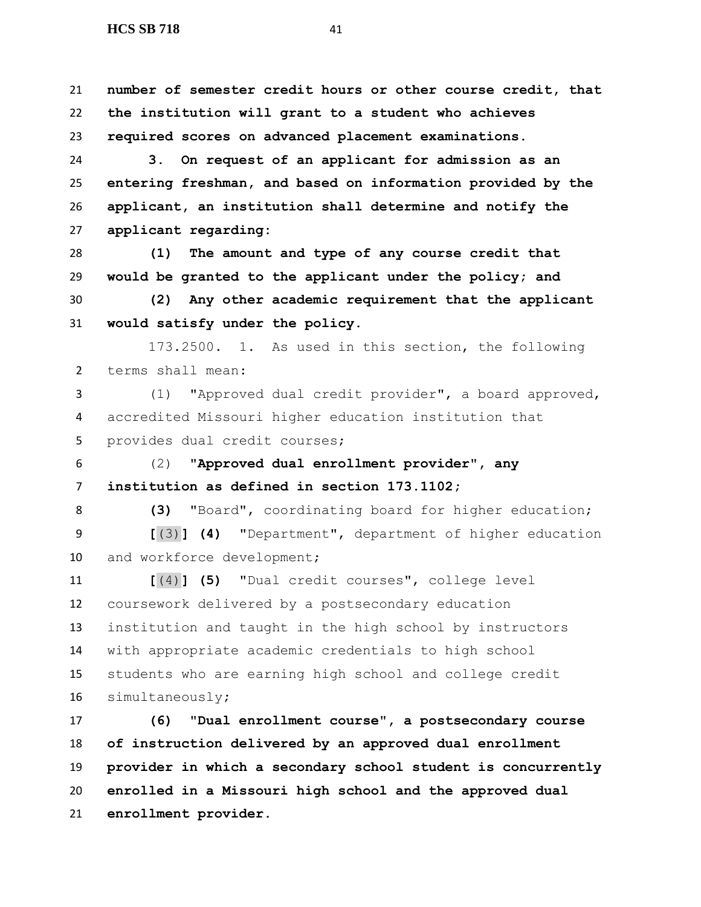**number of semester credit hours or other course credit, that the institution will grant to a student who achieves required scores on advanced placement examinations.**

**3. On request of an applicant for admission as an entering freshman, and based on information provided by the applicant, an institution shall determine and notify the applicant regarding:**

**(1) The amount and type of any course credit that would be granted to the applicant under the policy; and**

**(2) Any other academic requirement that the applicant would satisfy under the policy.**

173.2500. 1. As used in this section, the following terms shall mean:

(1) "Approved dual credit provider", a board approved, accredited Missouri higher education institution that provides dual credit courses;

(2) **"Approved dual enrollment provider", any institution as defined in section 173.1102;**

**(3)** "Board", coordinating board for higher education;

**[**(3)**] (4)** "Department", department of higher education and workforce development;

**[**(4)**] (5)** "Dual credit courses", college level coursework delivered by a postsecondary education institution and taught in the high school by instructors with appropriate academic credentials to high school students who are earning high school and college credit simultaneously;

**(6) "Dual enrollment course", a postsecondary course of instruction delivered by an approved dual enrollment provider in which a secondary school student is concurrently enrolled in a Missouri high school and the approved dual enrollment provider.**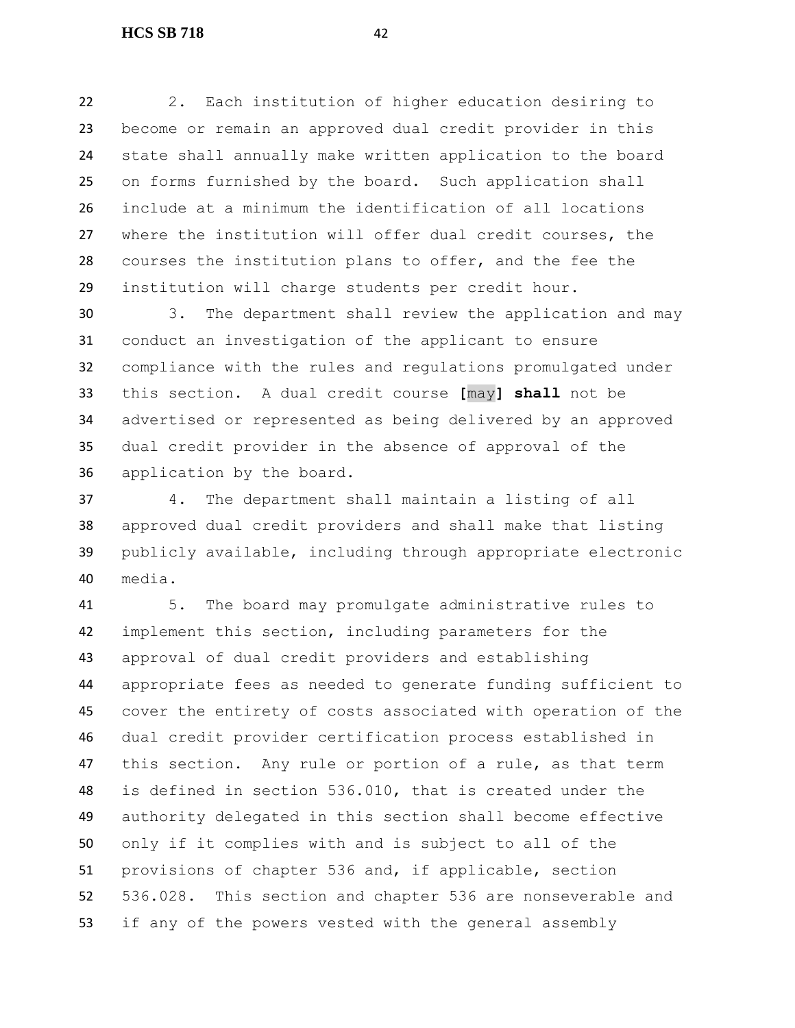2. Each institution of higher education desiring to become or remain an approved dual credit provider in this state shall annually make written application to the board on forms furnished by the board. Such application shall include at a minimum the identification of all locations where the institution will offer dual credit courses, the courses the institution plans to offer, and the fee the institution will charge students per credit hour.

3. The department shall review the application and may conduct an investigation of the applicant to ensure compliance with the rules and regulations promulgated under this section. A dual credit course **[**may**]** **shall** not be advertised or represented as being delivered by an approved dual credit provider in the absence of approval of the application by the board.

4. The department shall maintain a listing of all approved dual credit providers and shall make that listing publicly available, including through appropriate electronic media.

5. The board may promulgate administrative rules to implement this section, including parameters for the approval of dual credit providers and establishing appropriate fees as needed to generate funding sufficient to cover the entirety of costs associated with operation of the dual credit provider certification process established in this section. Any rule or portion of a rule, as that term is defined in section 536.010, that is created under the authority delegated in this section shall become effective only if it complies with and is subject to all of the provisions of chapter 536 and, if applicable, section 536.028. This section and chapter 536 are nonseverable and if any of the powers vested with the general assembly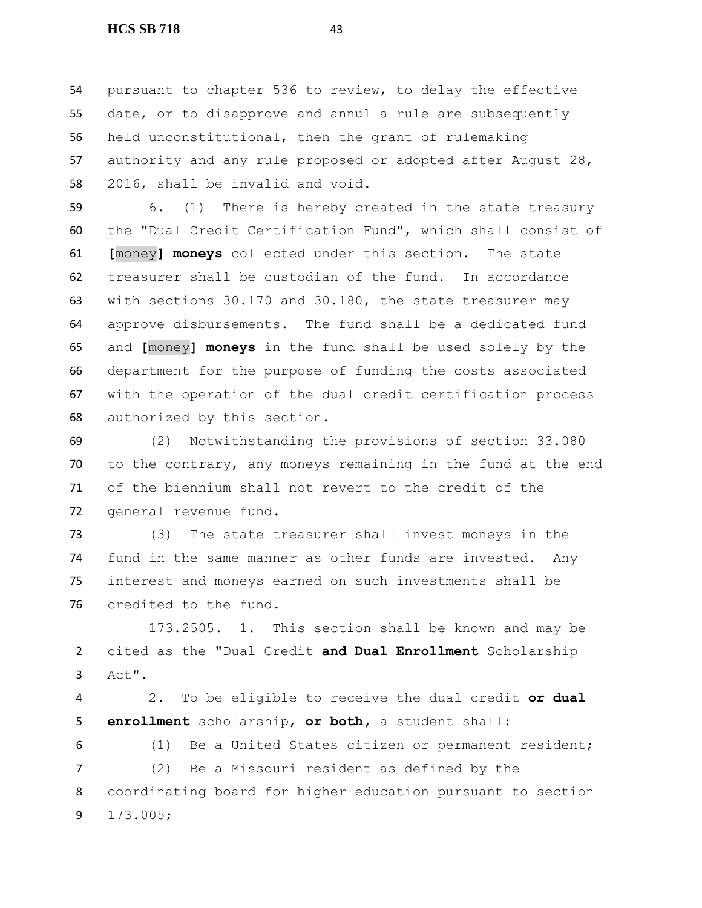pursuant to chapter 536 to review, to delay the effective date, or to disapprove and annul a rule are subsequently held unconstitutional, then the grant of rulemaking authority and any rule proposed or adopted after August 28, 2016, shall be invalid and void.

6. (1) There is hereby created in the state treasury the "Dual Credit Certification Fund", which shall consist of [money] **moneys** collected under this section. The state treasurer shall be custodian of the fund. In accordance with sections 30.170 and 30.180, the state treasurer may approve disbursements. The fund shall be a dedicated fund and [money] **moneys** in the fund shall be used solely by the department for the purpose of funding the costs associated with the operation of the dual credit certification process authorized by this section.

(2) Notwithstanding the provisions of section 33.080 to the contrary, any moneys remaining in the fund at the end of the biennium shall not revert to the credit of the general revenue fund.

(3) The state treasurer shall invest moneys in the fund in the same manner as other funds are invested. Any interest and moneys earned on such investments shall be credited to the fund.

173.2505. 1. This section shall be known and may be cited as the "Dual Credit **and Dual Enrollment** Scholarship Act".

2. To be eligible to receive the dual credit **or dual enrollment** scholarship**, or both**, a student shall:

(1) Be a United States citizen or permanent resident;

(2) Be a Missouri resident as defined by the coordinating board for higher education pursuant to section 173.005;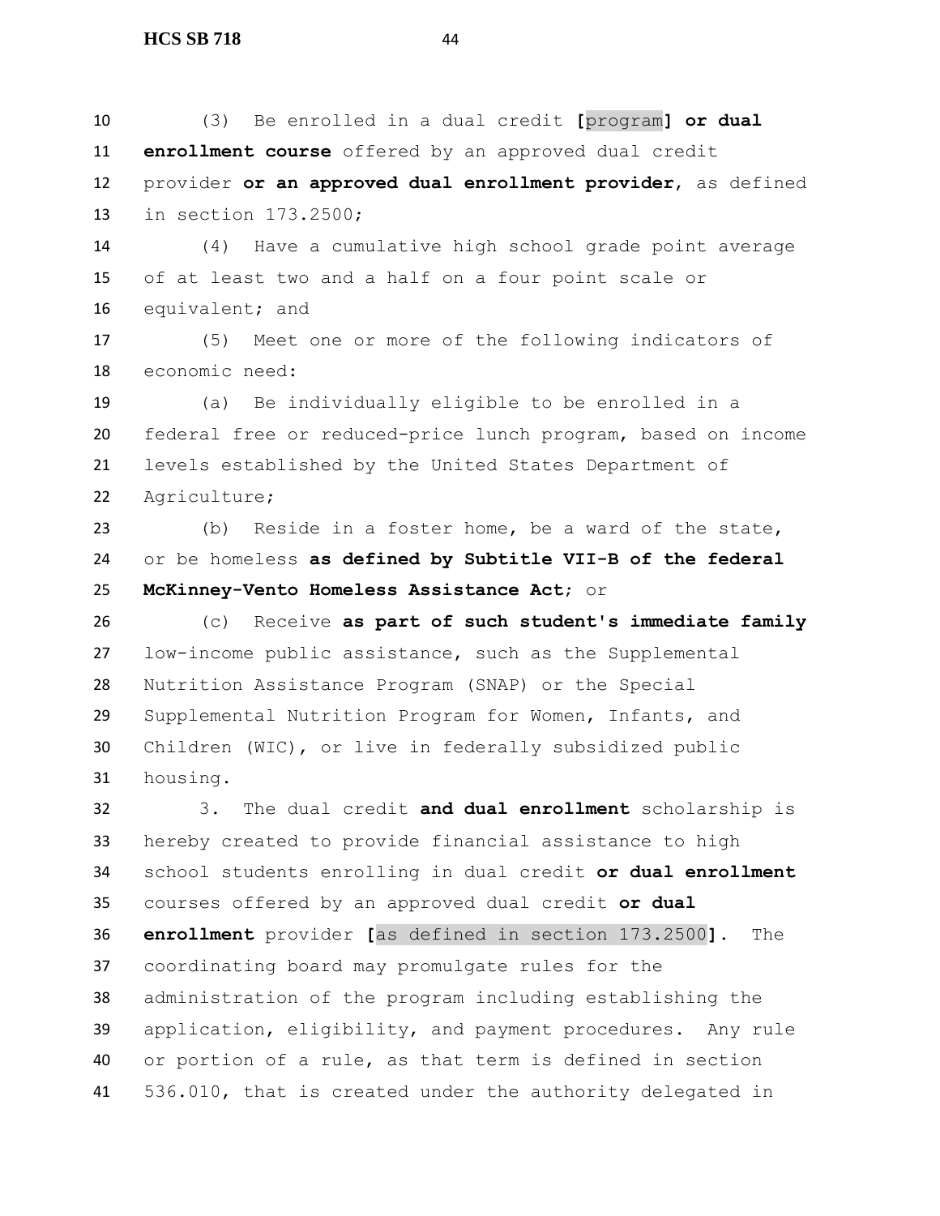(3) Be enrolled in a dual credit [program] **or dual enrollment course** offered by an approved dual credit provider **or an approved dual enrollment provider**, as defined in section 173.2500;

(4) Have a cumulative high school grade point average of at least two and a half on a four point scale or equivalent; and

(5) Meet one or more of the following indicators of economic need:

(a) Be individually eligible to be enrolled in a federal free or reduced-price lunch program, based on income levels established by the United States Department of Agriculture;

(b) Reside in a foster home, be a ward of the state, or be homeless **as defined by Subtitle VII-B of the federal McKinney-Vento Homeless Assistance Act**; or

(c) Receive **as part of such student's immediate family** low-income public assistance, such as the Supplemental Nutrition Assistance Program (SNAP) or the Special Supplemental Nutrition Program for Women, Infants, and Children (WIC), or live in federally subsidized public housing.

3. The dual credit **and dual enrollment** scholarship is hereby created to provide financial assistance to high school students enrolling in dual credit **or dual enrollment** courses offered by an approved dual credit **or dual enrollment** provider [as defined in section 173.2500]. The coordinating board may promulgate rules for the administration of the program including establishing the application, eligibility, and payment procedures. Any rule or portion of a rule, as that term is defined in section 536.010, that is created under the authority delegated in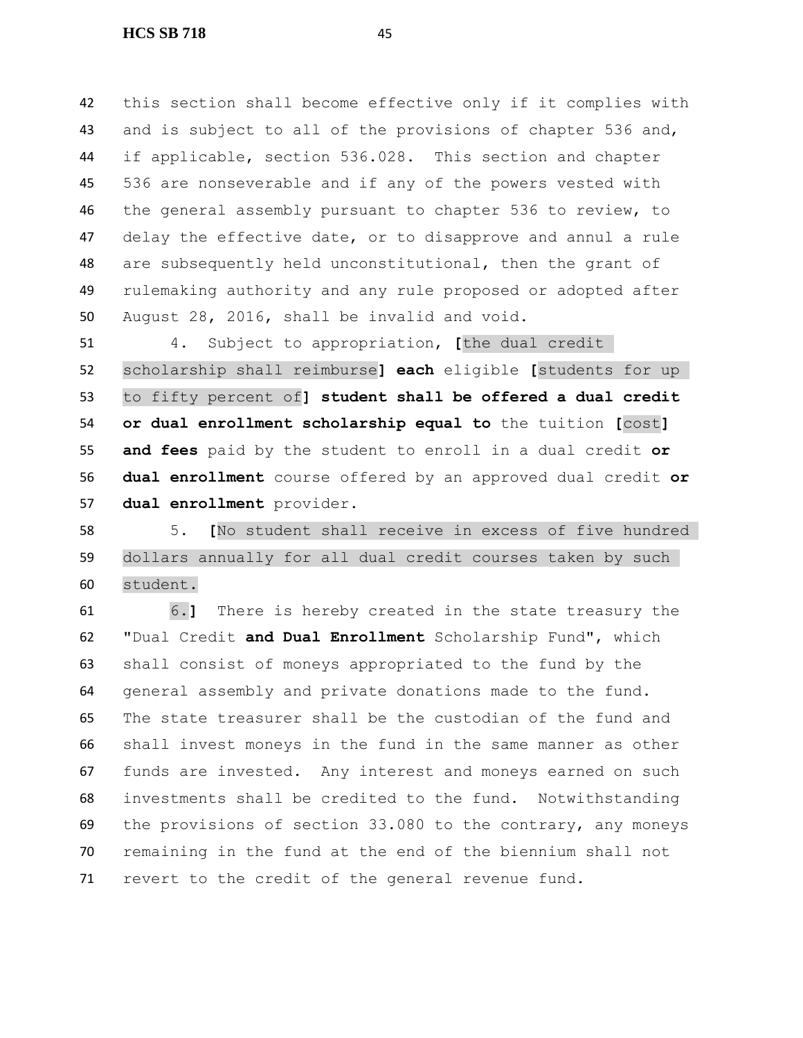this section shall become effective only if it complies with and is subject to all of the provisions of chapter 536 and, if applicable, section 536.028. This section and chapter 536 are nonseverable and if any of the powers vested with the general assembly pursuant to chapter 536 to review, to delay the effective date, or to disapprove and annul a rule are subsequently held unconstitutional, then the grant of rulemaking authority and any rule proposed or adopted after August 28, 2016, shall be invalid and void.

4. Subject to appropriation, **[**the dual credit scholarship shall reimburse**]** **each** eligible **[**students for up to fifty percent of**]** **student shall be offered a dual credit or dual enrollment scholarship equal to** the tuition **[**cost**]** **and fees** paid by the student to enroll in a dual credit **or dual enrollment** course offered by an approved dual credit **or dual enrollment** provider.

5. **[**No student shall receive in excess of five hundred dollars annually for all dual credit courses taken by such student.

6.**]** There is hereby created in the state treasury the "Dual Credit **and Dual Enrollment** Scholarship Fund", which shall consist of moneys appropriated to the fund by the general assembly and private donations made to the fund. The state treasurer shall be the custodian of the fund and shall invest moneys in the fund in the same manner as other funds are invested. Any interest and moneys earned on such investments shall be credited to the fund. Notwithstanding the provisions of section 33.080 to the contrary, any moneys remaining in the fund at the end of the biennium shall not revert to the credit of the general revenue fund.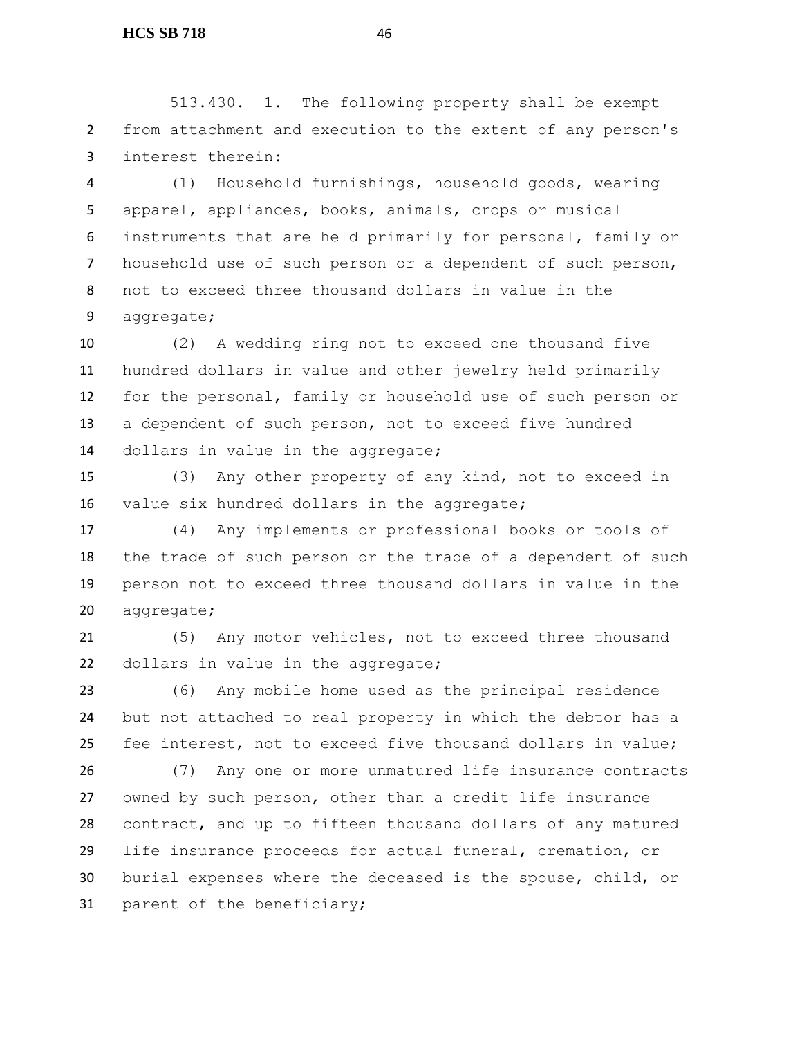513.430. 1. The following property shall be exempt from attachment and execution to the extent of any person's interest therein:

(1) Household furnishings, household goods, wearing apparel, appliances, books, animals, crops or musical instruments that are held primarily for personal, family or household use of such person or a dependent of such person, not to exceed three thousand dollars in value in the aggregate;

(2) A wedding ring not to exceed one thousand five hundred dollars in value and other jewelry held primarily for the personal, family or household use of such person or a dependent of such person, not to exceed five hundred dollars in value in the aggregate;

(3) Any other property of any kind, not to exceed in value six hundred dollars in the aggregate;

(4) Any implements or professional books or tools of the trade of such person or the trade of a dependent of such person not to exceed three thousand dollars in value in the aggregate;

(5) Any motor vehicles, not to exceed three thousand dollars in value in the aggregate;

(6) Any mobile home used as the principal residence but not attached to real property in which the debtor has a fee interest, not to exceed five thousand dollars in value;

(7) Any one or more unmatured life insurance contracts owned by such person, other than a credit life insurance contract, and up to fifteen thousand dollars of any matured life insurance proceeds for actual funeral, cremation, or burial expenses where the deceased is the spouse, child, or parent of the beneficiary;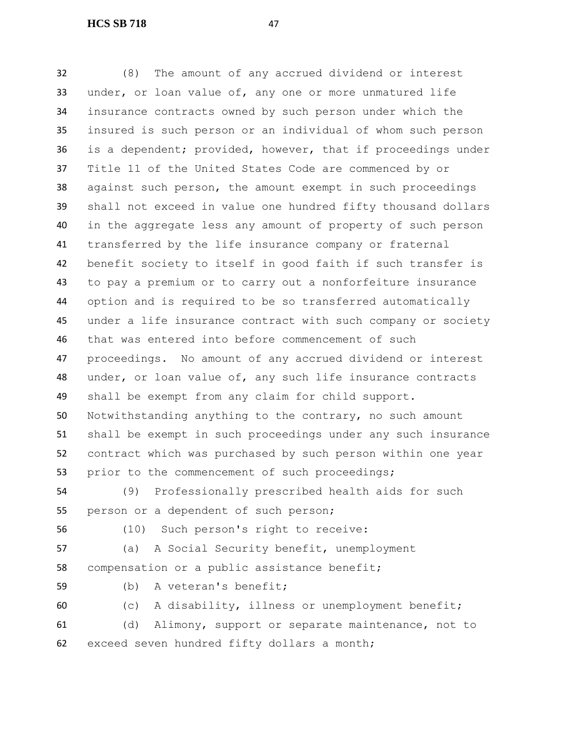(8) The amount of any accrued dividend or interest under, or loan value of, any one or more unmatured life insurance contracts owned by such person under which the insured is such person or an individual of whom such person is a dependent; provided, however, that if proceedings under Title 11 of the United States Code are commenced by or against such person, the amount exempt in such proceedings shall not exceed in value one hundred fifty thousand dollars in the aggregate less any amount of property of such person transferred by the life insurance company or fraternal benefit society to itself in good faith if such transfer is to pay a premium or to carry out a nonforfeiture insurance option and is required to be so transferred automatically under a life insurance contract with such company or society that was entered into before commencement of such proceedings. No amount of any accrued dividend or interest under, or loan value of, any such life insurance contracts shall be exempt from any claim for child support. Notwithstanding anything to the contrary, no such amount shall be exempt in such proceedings under any such insurance contract which was purchased by such person within one year prior to the commencement of such proceedings;

(9) Professionally prescribed health aids for such person or a dependent of such person;

(10) Such person's right to receive:

(a) A Social Security benefit, unemployment compensation or a public assistance benefit;

(b) A veteran's benefit;

(c) A disability, illness or unemployment benefit;

(d) Alimony, support or separate maintenance, not to exceed seven hundred fifty dollars a month;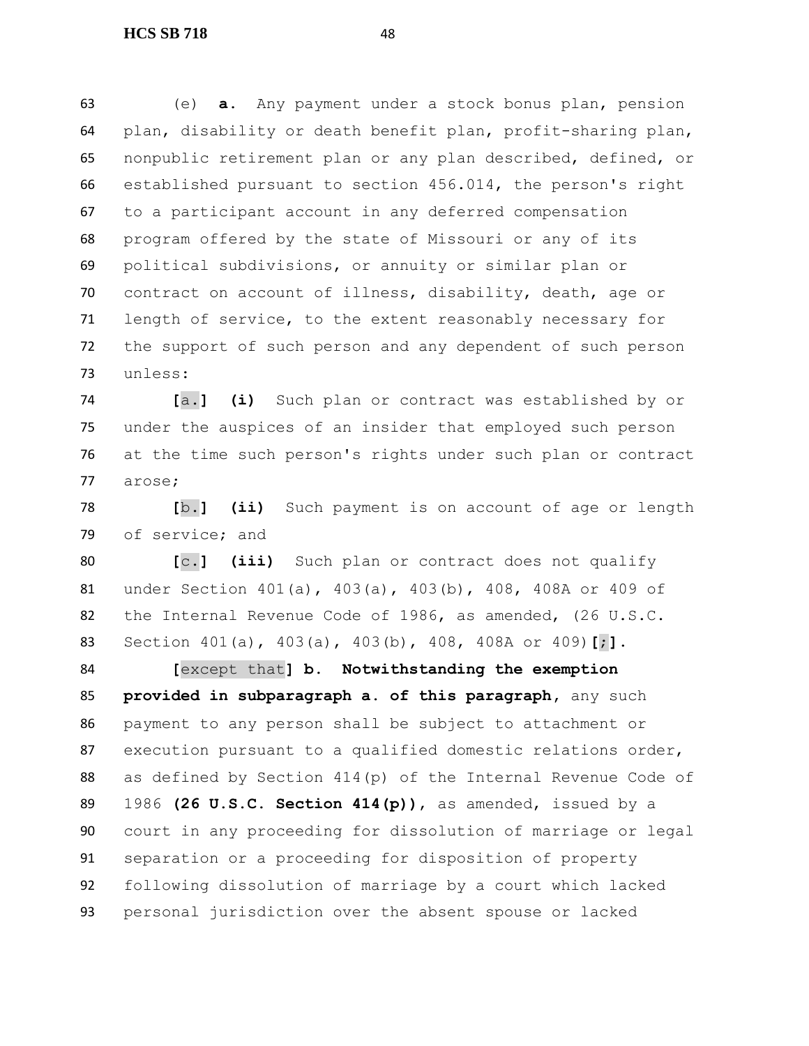63 (e) **a.** Any payment under a stock bonus plan, pension
64 plan, disability or death benefit plan, profit-sharing plan,
65 nonpublic retirement plan or any plan described, defined, or
66 established pursuant to section 456.014, the person's right
67 to a participant account in any deferred compensation
68 program offered by the state of Missouri or any of its
69 political subdivisions, or annuity or similar plan or
70 contract on account of illness, disability, death, age or
71 length of service, to the extent reasonably necessary for
72 the support of such person and any dependent of such person
73 unless:

74 **[**a.**]** **(i)** Such plan or contract was established by or
75 under the auspices of an insider that employed such person
76 at the time such person's rights under such plan or contract
77 arose;

78 **[**b.**]** **(ii)** Such payment is on account of age or length
79 of service; and

80 **[**c.**]** **(iii)** Such plan or contract does not qualify
81 under Section 401(a), 403(a), 403(b), 408, 408A or 409 of
82 the Internal Revenue Code of 1986, as amended, (26 U.S.C.
83 Section 401(a), 403(a), 403(b), 408, 408A or 409)**[**;**]**.

84 **[**except that**]** **b. Notwithstanding the exemption**
85 **provided in subparagraph a. of this paragraph,** any such
86 payment to any person shall be subject to attachment or
87 execution pursuant to a qualified domestic relations order,
88 as defined by Section 414(p) of the Internal Revenue Code of
89 1986 **(26 U.S.C. Section 414(p))**, as amended, issued by a
90 court in any proceeding for dissolution of marriage or legal
91 separation or a proceeding for disposition of property
92 following dissolution of marriage by a court which lacked
93 personal jurisdiction over the absent spouse or lacked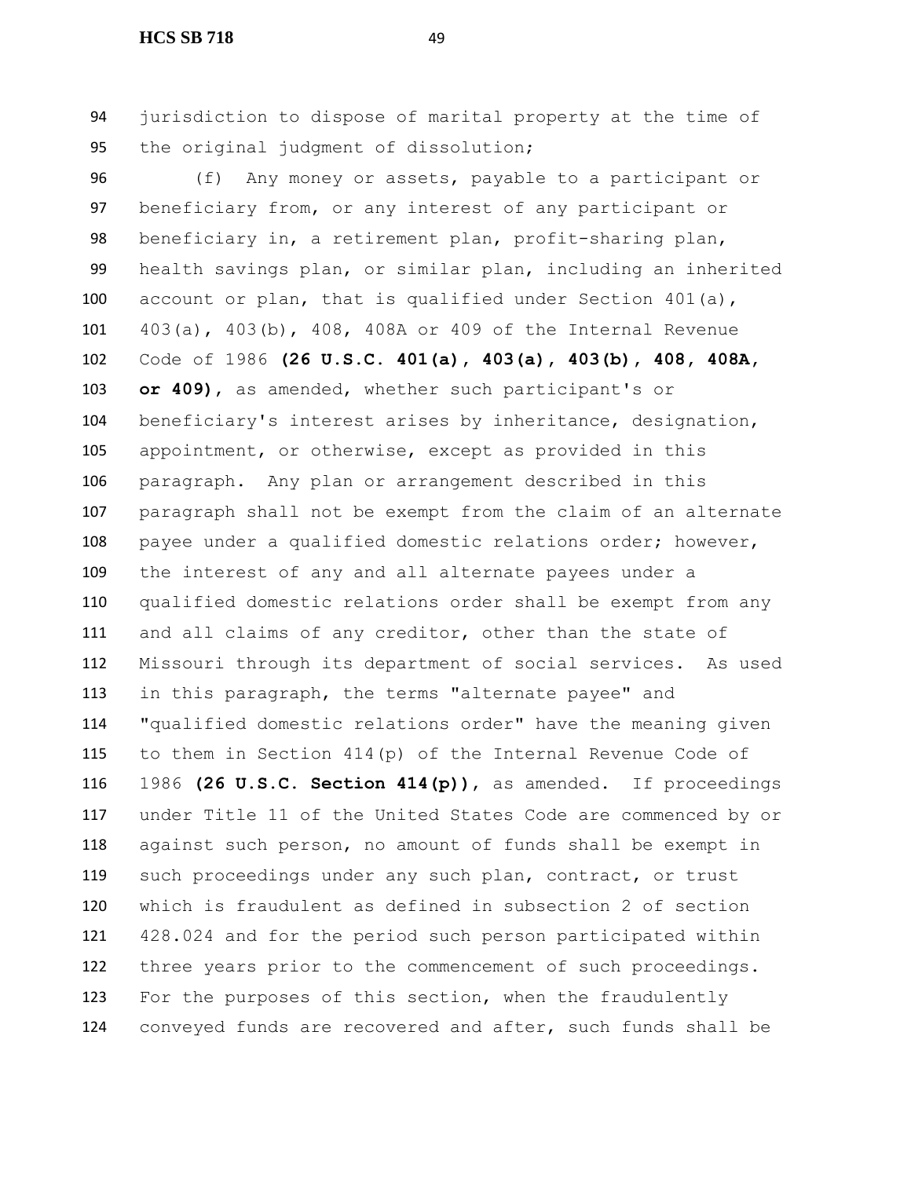jurisdiction to dispose of marital property at the time of the original judgment of dissolution;

(f) Any money or assets, payable to a participant or beneficiary from, or any interest of any participant or beneficiary in, a retirement plan, profit-sharing plan, health savings plan, or similar plan, including an inherited account or plan, that is qualified under Section 401(a), 403(a), 403(b), 408, 408A or 409 of the Internal Revenue Code of 1986 **(26 U.S.C. 401(a), 403(a), 403(b), 408, 408A, or 409)**, as amended, whether such participant's or beneficiary's interest arises by inheritance, designation, appointment, or otherwise, except as provided in this paragraph. Any plan or arrangement described in this paragraph shall not be exempt from the claim of an alternate payee under a qualified domestic relations order; however, the interest of any and all alternate payees under a qualified domestic relations order shall be exempt from any and all claims of any creditor, other than the state of Missouri through its department of social services. As used in this paragraph, the terms "alternate payee" and "qualified domestic relations order" have the meaning given to them in Section 414(p) of the Internal Revenue Code of 1986 **(26 U.S.C. Section 414(p))**, as amended. If proceedings under Title 11 of the United States Code are commenced by or against such person, no amount of funds shall be exempt in such proceedings under any such plan, contract, or trust which is fraudulent as defined in subsection 2 of section 428.024 and for the period such person participated within three years prior to the commencement of such proceedings. For the purposes of this section, when the fraudulently conveyed funds are recovered and after, such funds shall be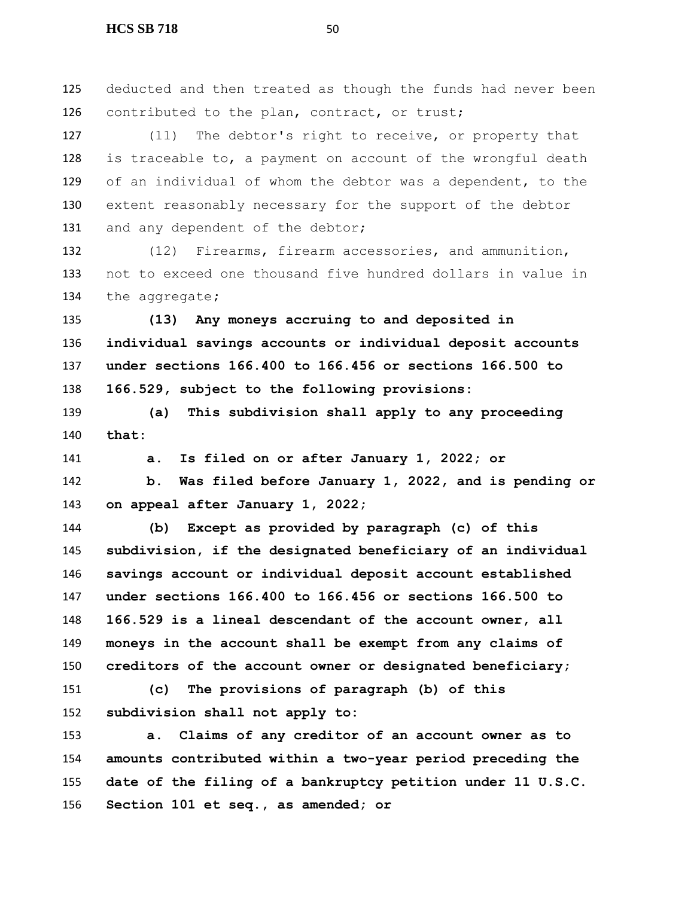deducted and then treated as though the funds had never been contributed to the plan, contract, or trust;

(11) The debtor's right to receive, or property that is traceable to, a payment on account of the wrongful death of an individual of whom the debtor was a dependent, to the extent reasonably necessary for the support of the debtor and any dependent of the debtor;

(12) Firearms, firearm accessories, and ammunition, not to exceed one thousand five hundred dollars in value in the aggregate;

**(13) Any moneys accruing to and deposited in individual savings accounts or individual deposit accounts under sections 166.400 to 166.456 or sections 166.500 to 166.529, subject to the following provisions:**

**(a) This subdivision shall apply to any proceeding that:**

**a. Is filed on or after January 1, 2022; or**

**b. Was filed before January 1, 2022, and is pending or on appeal after January 1, 2022;**

**(b) Except as provided by paragraph (c) of this subdivision, if the designated beneficiary of an individual savings account or individual deposit account established under sections 166.400 to 166.456 or sections 166.500 to 166.529 is a lineal descendant of the account owner, all moneys in the account shall be exempt from any claims of creditors of the account owner or designated beneficiary;**

**(c) The provisions of paragraph (b) of this subdivision shall not apply to:**

**a. Claims of any creditor of an account owner as to amounts contributed within a two-year period preceding the date of the filing of a bankruptcy petition under 11 U.S.C. Section 101 et seq., as amended; or**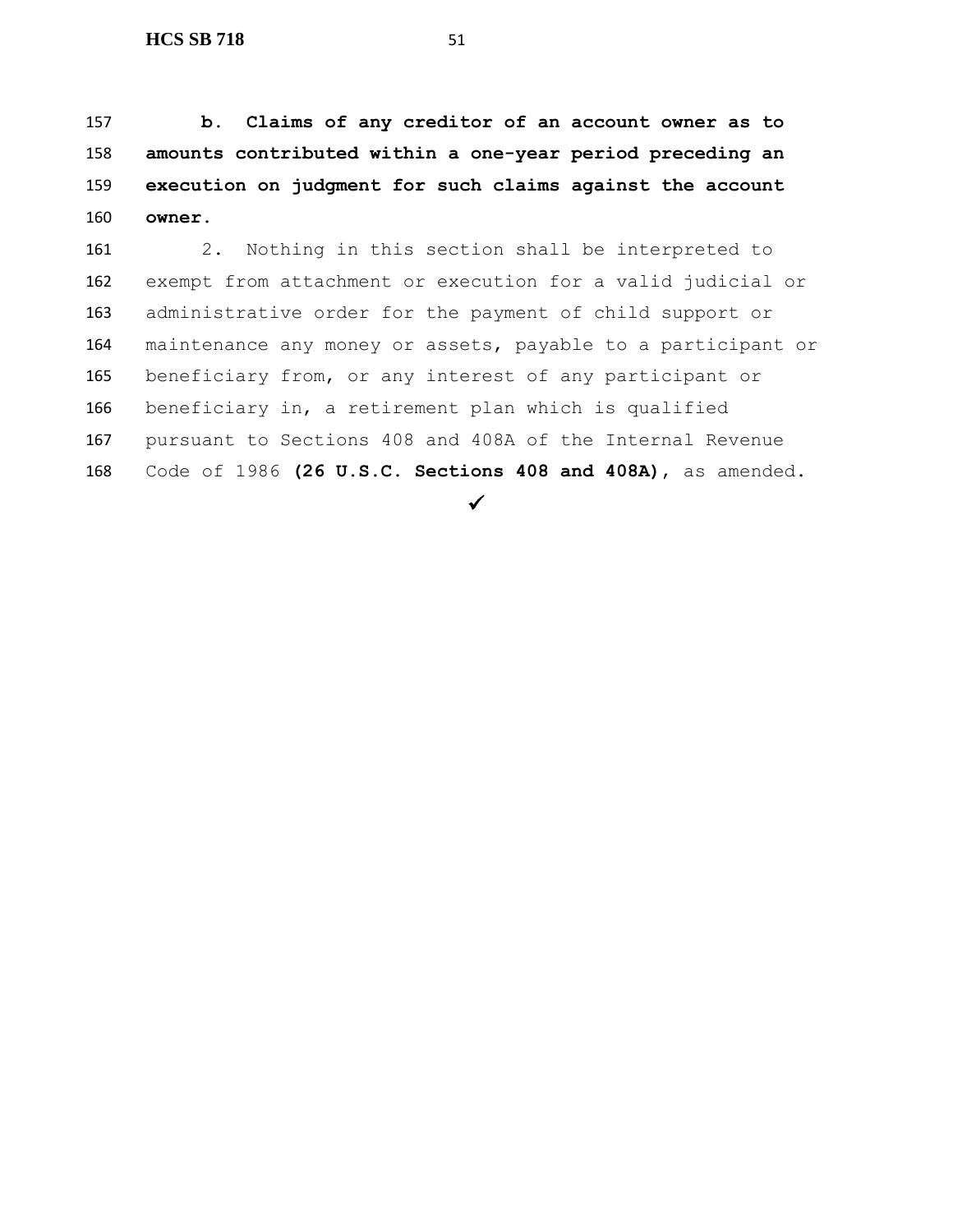**b. Claims of any creditor of an account owner as to amounts contributed within a one-year period preceding an execution on judgment for such claims against the account owner.**

2. Nothing in this section shall be interpreted to exempt from attachment or execution for a valid judicial or administrative order for the payment of child support or maintenance any money or assets, payable to a participant or beneficiary from, or any interest of any participant or beneficiary in, a retirement plan which is qualified pursuant to Sections 408 and 408A of the Internal Revenue Code of 1986 **(26 U.S.C. Sections 408 and 408A)**, as amended.

✓